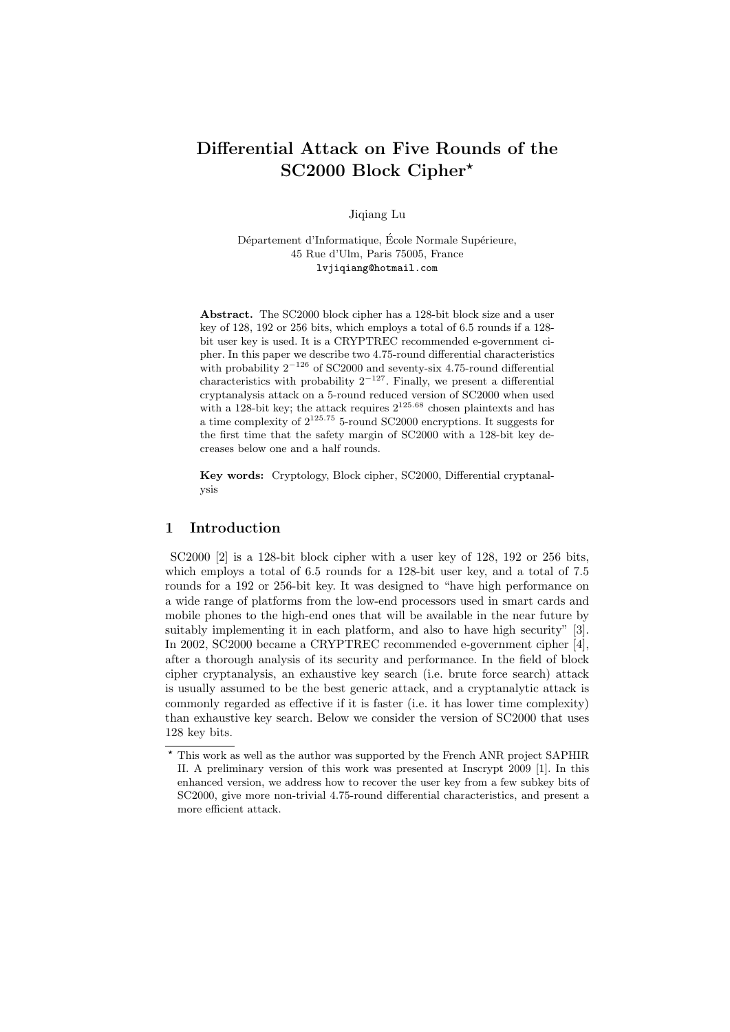# Differential Attack on Five Rounds of the SC2000 Block Cipher*

Jiqiang Lu

Département d'Informatique, École Normale Supérieure,
45 Rue d'Ulm, Paris 75005, France
lvjiqiang@hotmail.com

**Abstract.** The SC2000 block cipher has a 128-bit block size and a user key of 128, 192 or 256 bits, which employs a total of 6.5 rounds if a 128-bit user key is used. It is a CRYPTREC recommended e-government cipher. In this paper we describe two 4.75-round differential characteristics with probability $2^{-126}$ of SC2000 and seventy-six 4.75-round differential characteristics with probability $2^{-127}$. Finally, we present a differential cryptanalysis attack on a 5-round reduced version of SC2000 when used with a 128-bit key; the attack requires $2^{125.68}$ chosen plaintexts and has a time complexity of $2^{125.75}$ 5-round SC2000 encryptions. It suggests for the first time that the safety margin of SC2000 with a 128-bit key decreases below one and a half rounds.

**Key words:** Cryptology, Block cipher, SC2000, Differential cryptanalysis

## 1 Introduction

SC2000 [2] is a 128-bit block cipher with a user key of 128, 192 or 256 bits, which employs a total of 6.5 rounds for a 128-bit user key, and a total of 7.5 rounds for a 192 or 256-bit key. It was designed to "have high performance on a wide range of platforms from the low-end processors used in smart cards and mobile phones to the high-end ones that will be available in the near future by suitably implementing it in each platform, and also to have high security" [3]. In 2002, SC2000 became a CRYPTREC recommended e-government cipher [4], after a thorough analysis of its security and performance. In the field of block cipher cryptanalysis, an exhaustive key search (i.e. brute force search) attack is usually assumed to be the best generic attack, and a cryptanalytic attack is commonly regarded as effective if it is faster (i.e. it has lower time complexity) than exhaustive key search. Below we consider the version of SC2000 that uses 128 key bits.

---

* This work as well as the author was supported by the French ANR project SAPHIR II. A preliminary version of this work was presented at Inscrypt 2009 [1]. In this enhanced version, we address how to recover the user key from a few subkey bits of SC2000, give more non-trivial 4.75-round differential characteristics, and present a more efficient attack.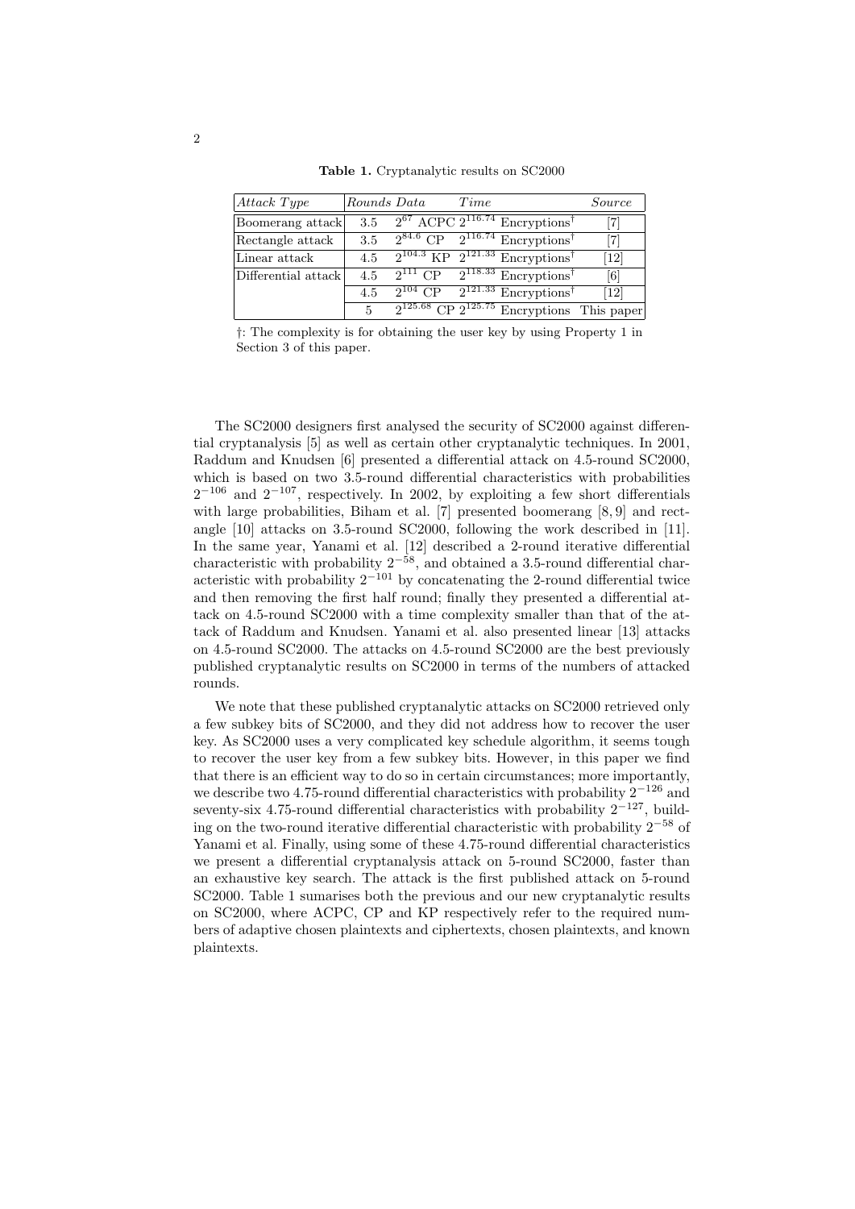**Table 1.** Cryptanalytic results on SC2000

| *Attack Type* | *Rounds* | *Data* | *Time* | *Source* |
|---|---|---|---|---|
| Boomerang attack | 3.5 | $2^{67}$ ACPC | $2^{116.74}$ Encryptions$^{\dagger}$ | [7] |
| Rectangle attack | 3.5 | $2^{84.6}$ CP | $2^{116.74}$ Encryptions$^{\dagger}$ | [7] |
| Linear attack | 4.5 | $2^{104.3}$ KP | $2^{121.33}$ Encryptions$^{\dagger}$ | [12] |
| Differential attack | 4.5 | $2^{111}$ CP | $2^{118.33}$ Encryptions$^{\dagger}$ | [6] |
| | 4.5 | $2^{104}$ CP | $2^{121.33}$ Encryptions$^{\dagger}$ | [12] |
| | 5 | $2^{125.68}$ CP | $2^{125.75}$ Encryptions | This paper |

†: The complexity is for obtaining the user key by using Property 1 in Section 3 of this paper.

The SC2000 designers first analysed the security of SC2000 against differential cryptanalysis [5] as well as certain other cryptanalytic techniques. In 2001, Raddum and Knudsen [6] presented a differential attack on 4.5-round SC2000, which is based on two 3.5-round differential characteristics with probabilities $2^{-106}$ and $2^{-107}$, respectively. In 2002, by exploiting a few short differentials with large probabilities, Biham et al. [7] presented boomerang [8, 9] and rectangle [10] attacks on 3.5-round SC2000, following the work described in [11]. In the same year, Yanami et al. [12] described a 2-round iterative differential characteristic with probability $2^{-58}$, and obtained a 3.5-round differential characteristic with probability $2^{-101}$ by concatenating the 2-round differential twice and then removing the first half round; finally they presented a differential attack on 4.5-round SC2000 with a time complexity smaller than that of the attack of Raddum and Knudsen. Yanami et al. also presented linear [13] attacks on 4.5-round SC2000. The attacks on 4.5-round SC2000 are the best previously published cryptanalytic results on SC2000 in terms of the numbers of attacked rounds.

We note that these published cryptanalytic attacks on SC2000 retrieved only a few subkey bits of SC2000, and they did not address how to recover the user key. As SC2000 uses a very complicated key schedule algorithm, it seems tough to recover the user key from a few subkey bits. However, in this paper we find that there is an efficient way to do so in certain circumstances; more importantly, we describe two 4.75-round differential characteristics with probability $2^{-126}$ and seventy-six 4.75-round differential characteristics with probability $2^{-127}$, building on the two-round iterative differential characteristic with probability $2^{-58}$ of Yanami et al. Finally, using some of these 4.75-round differential characteristics we present a differential cryptanalysis attack on 5-round SC2000, faster than an exhaustive key search. The attack is the first published attack on 5-round SC2000. Table 1 sumarises both the previous and our new cryptanalytic results on SC2000, where ACPC, CP and KP respectively refer to the required numbers of adaptive chosen plaintexts and ciphertexts, chosen plaintexts, and known plaintexts.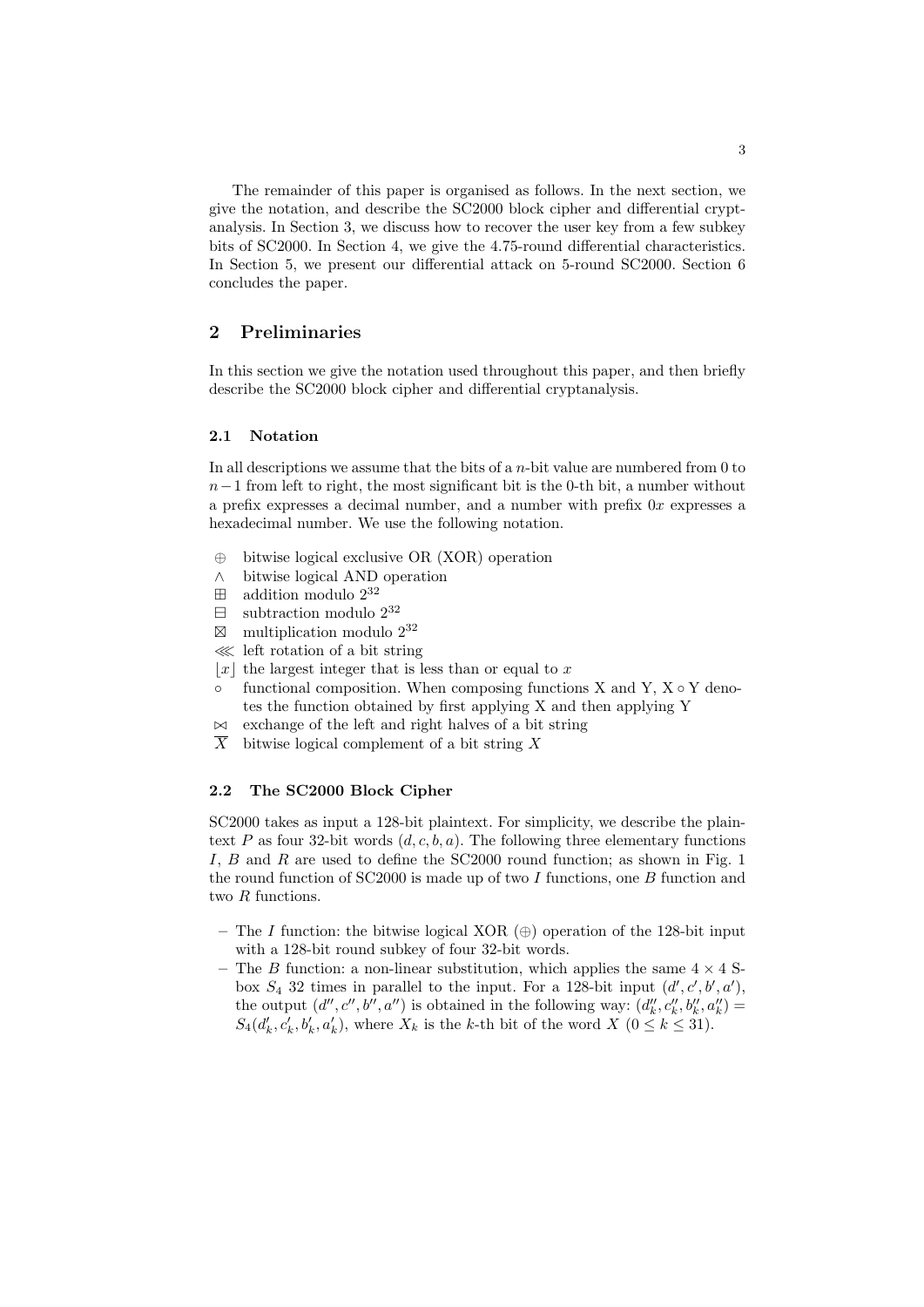The remainder of this paper is organised as follows. In the next section, we give the notation, and describe the SC2000 block cipher and differential cryptanalysis. In Section 3, we discuss how to recover the user key from a few subkey bits of SC2000. In Section 4, we give the 4.75-round differential characteristics. In Section 5, we present our differential attack on 5-round SC2000. Section 6 concludes the paper.

## 2 Preliminaries

In this section we give the notation used throughout this paper, and then briefly describe the SC2000 block cipher and differential cryptanalysis.

### 2.1 Notation

In all descriptions we assume that the bits of a $n$-bit value are numbered from 0 to $n-1$ from left to right, the most significant bit is the 0-th bit, a number without a prefix expresses a decimal number, and a number with prefix $0x$ expresses a hexadecimal number. We use the following notation.

- $\oplus$ bitwise logical exclusive OR (XOR) operation
- $\wedge$ bitwise logical AND operation
- $\boxplus$ addition modulo $2^{32}$
- $\boxminus$ subtraction modulo $2^{32}$
- $\boxtimes$ multiplication modulo $2^{32}$
- $\lll$ left rotation of a bit string
- $\lfloor x \rfloor$ the largest integer that is less than or equal to $x$
- $\circ$ functional composition. When composing functions X and Y, X $\circ$ Y denotes the function obtained by first applying X and then applying Y
- $\bowtie$ exchange of the left and right halves of a bit string
- $\overline{X}$ bitwise logical complement of a bit string $X$

### 2.2 The SC2000 Block Cipher

SC2000 takes as input a 128-bit plaintext. For simplicity, we describe the plaintext $P$ as four 32-bit words $(d, c, b, a)$. The following three elementary functions $I$, $B$ and $R$ are used to define the SC2000 round function; as shown in Fig. 1 the round function of SC2000 is made up of two $I$ functions, one $B$ function and two $R$ functions.

- The $I$ function: the bitwise logical XOR ($\oplus$) operation of the 128-bit input with a 128-bit round subkey of four 32-bit words.
- The $B$ function: a non-linear substitution, which applies the same $4 \times 4$ S-box $S_4$ 32 times in parallel to the input. For a 128-bit input $(d', c', b', a')$, the output $(d'', c'', b'', a'')$ is obtained in the following way: $(d''_k, c''_k, b''_k, a''_k) = S_4(d'_k, c'_k, b'_k, a'_k)$, where $X_k$ is the $k$-th bit of the word $X$ $(0 \le k \le 31)$.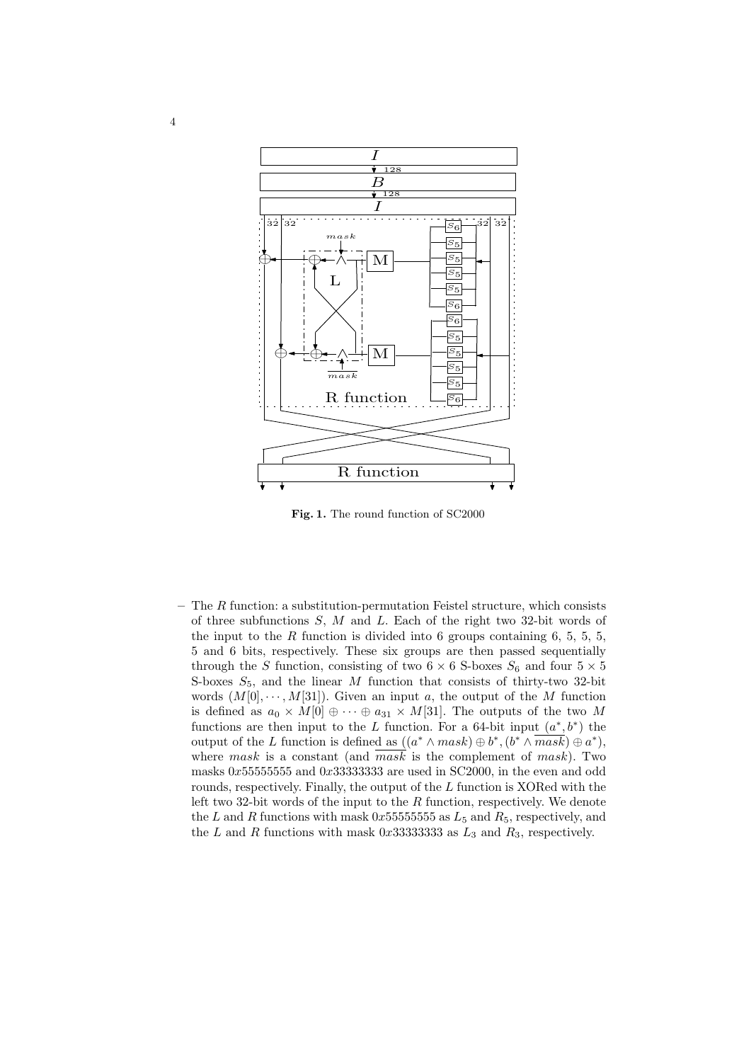**Fig. 1.** The round function of SC2000

– The $R$ function: a substitution-permutation Feistel structure, which consists of three subfunctions $S$, $M$ and $L$. Each of the right two 32-bit words of the input to the $R$ function is divided into 6 groups containing 6, 5, 5, 5, 5 and 6 bits, respectively. These six groups are then passed sequentially through the $S$ function, consisting of two $6 \times 6$ S-boxes $S_6$ and four $5 \times 5$ S-boxes $S_5$, and the linear $M$ function that consists of thirty-two 32-bit words $(M[0], \cdots, M[31])$. Given an input $a$, the output of the $M$ function is defined as $a_0 \times M[0] \oplus \cdots \oplus a_{31} \times M[31]$. The outputs of the two $M$ functions are then input to the $L$ function. For a 64-bit input $(a^*, b^*)$ the output of the $L$ function is defined as $((a^* \wedge mask) \oplus b^*, (b^* \wedge \overline{mask}) \oplus a^*)$, where $mask$ is a constant (and $\overline{mask}$ is the complement of $mask$). Two masks $0x55555555$ and $0x33333333$ are used in SC2000, in the even and odd rounds, respectively. Finally, the output of the $L$ function is XORed with the left two 32-bit words of the input to the $R$ function, respectively. We denote the $L$ and $R$ functions with mask $0x55555555$ as $L_5$ and $R_5$, respectively, and the $L$ and $R$ functions with mask $0x33333333$ as $L_3$ and $R_3$, respectively.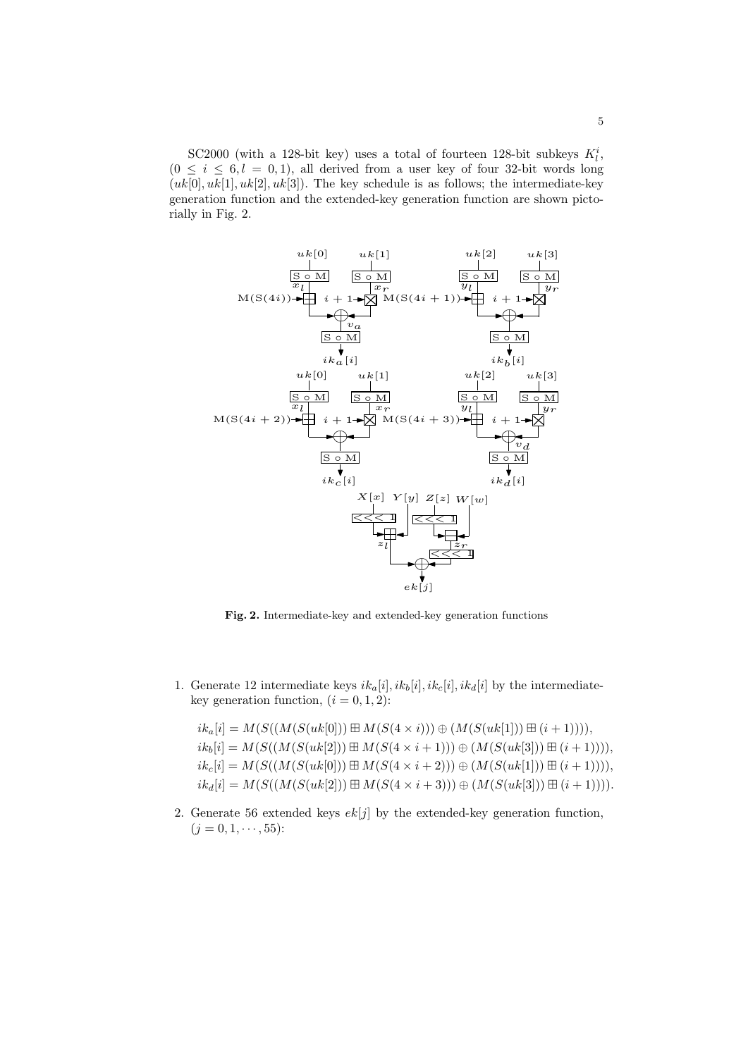SC2000 (with a 128-bit key) uses a total of fourteen 128-bit subkeys $K_l^i$, ($0 \le i \le 6, l = 0, 1$), all derived from a user key of four 32-bit words long ($uk[0], uk[1], uk[2], uk[3]$). The key schedule is as follows; the intermediate-key generation function and the extended-key generation function are shown pictorially in Fig. 2.

**Fig. 2.** Intermediate-key and extended-key generation functions

1. Generate 12 intermediate keys $ik_a[i], ik_b[i], ik_c[i], ik_d[i]$ by the intermediate-key generation function, ($i = 0, 1, 2$):

$$ik_a[i] = M(S((M(S(uk[0])) \boxplus M(S(4 \times i))) \oplus (M(S(uk[1])) \boxtimes (i + 1)))),$$
$$ik_b[i] = M(S((M(S(uk[2])) \boxplus M(S(4 \times i + 1))) \oplus (M(S(uk[3])) \boxtimes (i + 1)))),$$
$$ik_c[i] = M(S((M(S(uk[0])) \boxplus M(S(4 \times i + 2))) \oplus (M(S(uk[1])) \boxtimes (i + 1)))),$$
$$ik_d[i] = M(S((M(S(uk[2])) \boxplus M(S(4 \times i + 3))) \oplus (M(S(uk[3])) \boxtimes (i + 1)))).$$

2. Generate 56 extended keys $ek[j]$ by the extended-key generation function, ($j = 0, 1, \cdots, 55$):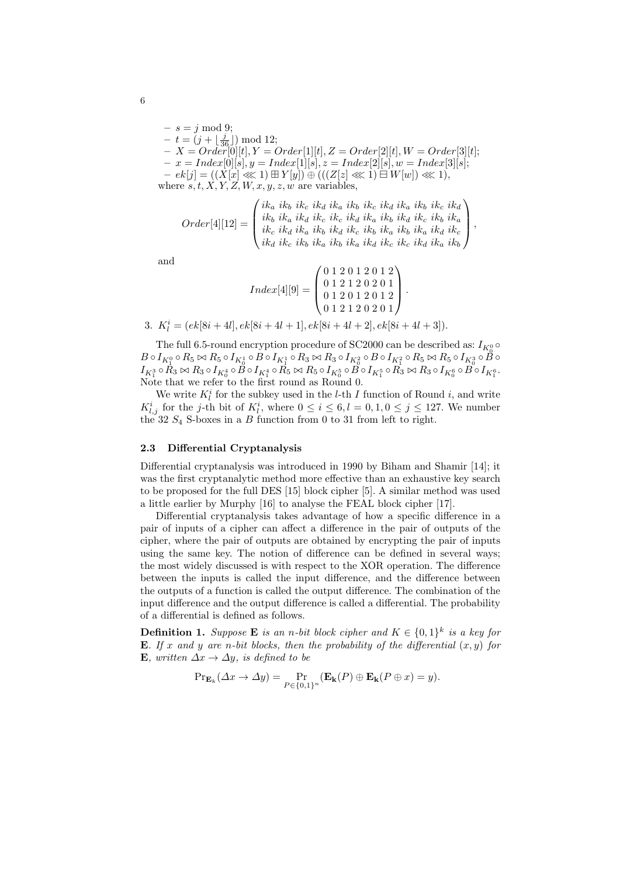- $s = j \bmod 9$;
- $t = (j + \lfloor \frac{j}{36} \rfloor) \bmod 12$;
- $X = Order[0][t], Y = Order[1][t], Z = Order[2][t], W = Order[3][t]$;
- $x = Index[0][s], y = Index[1][s], z = Index[2][s], w = Index[3][s]$;
- $ek[j] = ((X[x] \lll 1) \boxplus Y[y]) \oplus (((Z[z] \lll 1) \boxminus W[w]) \lll 1)$,

where $s, t, X, Y, Z, W, x, y, z, w$ are variables,

$$Order[4][12] = \begin{pmatrix} ik_a & ik_b & ik_c & ik_d & ik_a & ik_b & ik_c & ik_d & ik_a & ik_b & ik_c & ik_d \\ ik_b & ik_a & ik_d & ik_c & ik_c & ik_d & ik_a & ik_b & ik_d & ik_c & ik_b & ik_a \\ ik_c & ik_d & ik_a & ik_b & ik_d & ik_c & ik_b & ik_a & ik_b & ik_a & ik_d & ik_c \\ ik_d & ik_c & ik_b & ik_a & ik_b & ik_a & ik_d & ik_c & ik_c & ik_d & ik_a & ik_b \end{pmatrix},$$

and

$$Index[4][9] = \begin{pmatrix} 0 & 1 & 2 & 0 & 1 & 2 & 0 & 1 & 2 \\ 0 & 1 & 2 & 1 & 2 & 0 & 2 & 0 & 1 \\ 0 & 1 & 2 & 0 & 1 & 2 & 0 & 1 & 2 \\ 0 & 1 & 2 & 1 & 2 & 0 & 2 & 0 & 1 \end{pmatrix}.$$

3. $K_l^i = (ek[8i + 4l], ek[8i + 4l + 1], ek[8i + 4l + 2], ek[8i + 4l + 3])$.

The full 6.5-round encryption procedure of SC2000 can be described as: $I_{K_0^0} \circ B \circ I_{K_1^0} \circ R_5 \bowtie R_5 \circ I_{K_0^1} \circ B \circ I_{K_1^1} \circ R_3 \bowtie R_3 \circ I_{K_0^2} \circ B \circ I_{K_1^2} \circ R_5 \bowtie R_5 \circ I_{K_0^3} \circ B \circ I_{K_1^3} \circ R_3 \bowtie R_3 \circ I_{K_0^4} \circ B \circ I_{K_1^4} \circ R_5 \bowtie R_5 \circ I_{K_0^5} \circ B \circ I_{K_1^5} \circ R_3 \bowtie R_3 \circ I_{K_0^6} \circ B \circ I_{K_1^6}$. Note that we refer to the first round as Round 0.

We write $K_l^i$ for the subkey used in the $l$-th $I$ function of Round $i$, and write $K_{l,j}^i$ for the $j$-th bit of $K_l^i$, where $0 \le i \le 6, l = 0, 1, 0 \le j \le 127$. We number the 32 $S_4$ S-boxes in a $B$ function from 0 to 31 from left to right.

### 2.3 Differential Cryptanalysis

Differential cryptanalysis was introduced in 1990 by Biham and Shamir [14]; it was the first cryptanalytic method more effective than an exhaustive key search to be proposed for the full DES [15] block cipher [5]. A similar method was used a little earlier by Murphy [16] to analyse the FEAL block cipher [17].

Differential cryptanalysis takes advantage of how a specific difference in a pair of inputs of a cipher can affect a difference in the pair of outputs of the cipher, where the pair of outputs are obtained by encrypting the pair of inputs using the same key. The notion of difference can be defined in several ways; the most widely discussed is with respect to the XOR operation. The difference between the inputs is called the input difference, and the difference between the outputs of a function is called the output difference. The combination of the input difference and the output difference is called a differential. The probability of a differential is defined as follows.

**Definition 1.** *Suppose* $\mathbf{E}$ *is an* $n$*-bit block cipher and* $K \in \{0,1\}^k$ *is a key for* $\mathbf{E}$*. If* $x$ *and* $y$ *are* $n$*-bit blocks, then the probability of the differential* $(x, y)$ *for* $\mathbf{E}$*, written* $\Delta x \to \Delta y$*, is defined to be*

$$\Pr_{\mathbf{E}_k}(\Delta x \to \Delta y) = \Pr_{P \in \{0,1\}^n}(\mathbf{E_k}(P) \oplus \mathbf{E_k}(P \oplus x) = y).$$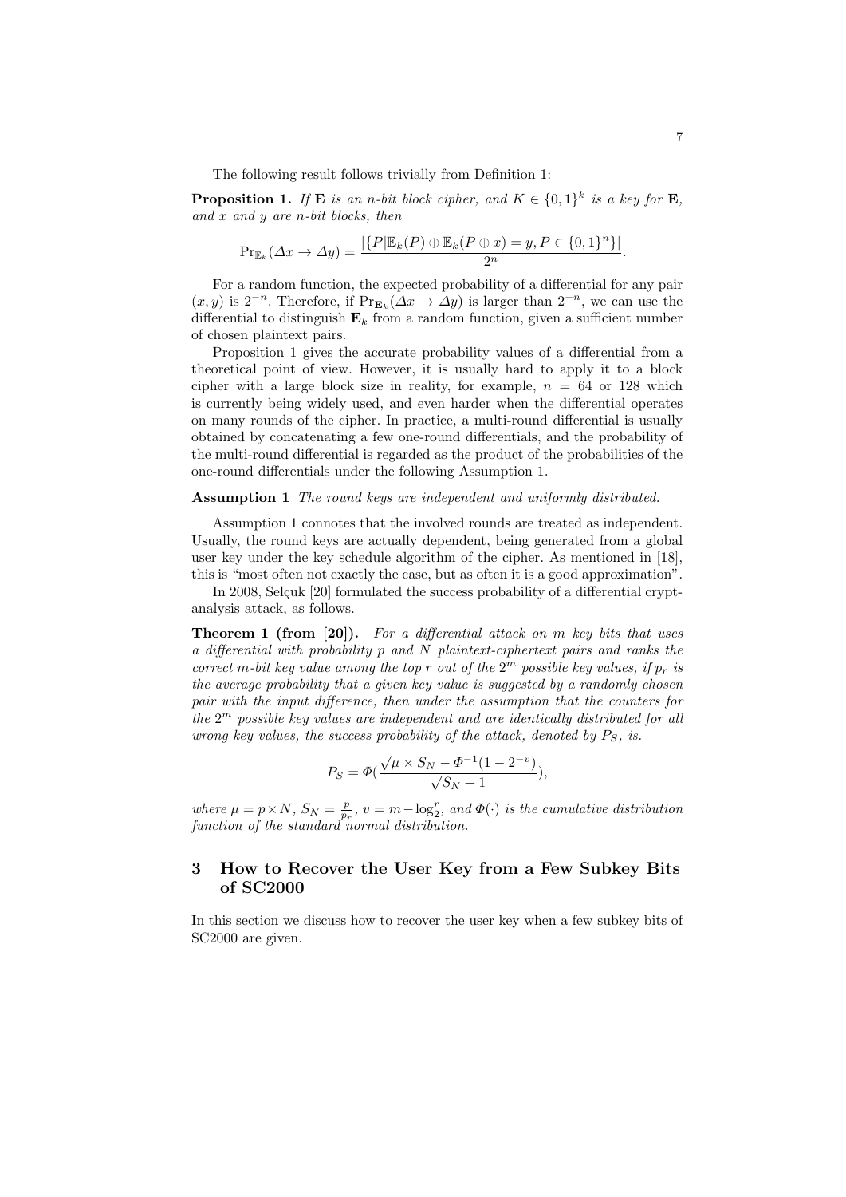The following result follows trivially from Definition 1:

**Proposition 1.** *If* $\mathbf{E}$ *is an* $n$*-bit block cipher, and* $K \in \{0,1\}^k$ *is a key for* $\mathbf{E}$*, and* $x$ *and* $y$ *are* $n$*-bit blocks, then*

$$\Pr_{\mathbb{E}_k}(\Delta x \to \Delta y) = \frac{|\{P|\mathbb{E}_k(P) \oplus \mathbb{E}_k(P \oplus x) = y, P \in \{0,1\}^n\}|}{2^n}.$$

For a random function, the expected probability of a differential for any pair $(x, y)$ is $2^{-n}$. Therefore, if $\Pr_{\mathbf{E}_k}(\Delta x \to \Delta y)$ is larger than $2^{-n}$, we can use the differential to distinguish $\mathbf{E}_k$ from a random function, given a sufficient number of chosen plaintext pairs.

Proposition 1 gives the accurate probability values of a differential from a theoretical point of view. However, it is usually hard to apply it to a block cipher with a large block size in reality, for example, $n = 64$ or 128 which is currently being widely used, and even harder when the differential operates on many rounds of the cipher. In practice, a multi-round differential is usually obtained by concatenating a few one-round differentials, and the probability of the multi-round differential is regarded as the product of the probabilities of the one-round differentials under the following Assumption 1.

**Assumption 1** *The round keys are independent and uniformly distributed.*

Assumption 1 connotes that the involved rounds are treated as independent. Usually, the round keys are actually dependent, being generated from a global user key under the key schedule algorithm of the cipher. As mentioned in [18], this is "most often not exactly the case, but as often it is a good approximation".

In 2008, Selçuk [20] formulated the success probability of a differential cryptanalysis attack, as follows.

**Theorem 1 (from [20]).** *For a differential attack on* $m$ *key bits that uses a differential with probability* $p$ *and* $N$ *plaintext-ciphertext pairs and ranks the correct* $m$*-bit key value among the top* $r$ *out of the* $2^m$ *possible key values, if* $p_r$ *is the average probability that a given key value is suggested by a randomly chosen pair with the input difference, then under the assumption that the counters for the* $2^m$ *possible key values are independent and are identically distributed for all wrong key values, the success probability of the attack, denoted by* $P_S$*, is.*

$$P_S = \Phi(\frac{\sqrt{\mu \times S_N} - \Phi^{-1}(1 - 2^{-v})}{\sqrt{S_N + 1}}),$$

*where* $\mu = p \times N$*,* $S_N = \frac{p}{p_r}$*,* $v = m - \log_2^r$*, and* $\Phi(\cdot)$ *is the cumulative distribution function of the standard normal distribution.*

## 3 How to Recover the User Key from a Few Subkey Bits of SC2000

In this section we discuss how to recover the user key when a few subkey bits of SC2000 are given.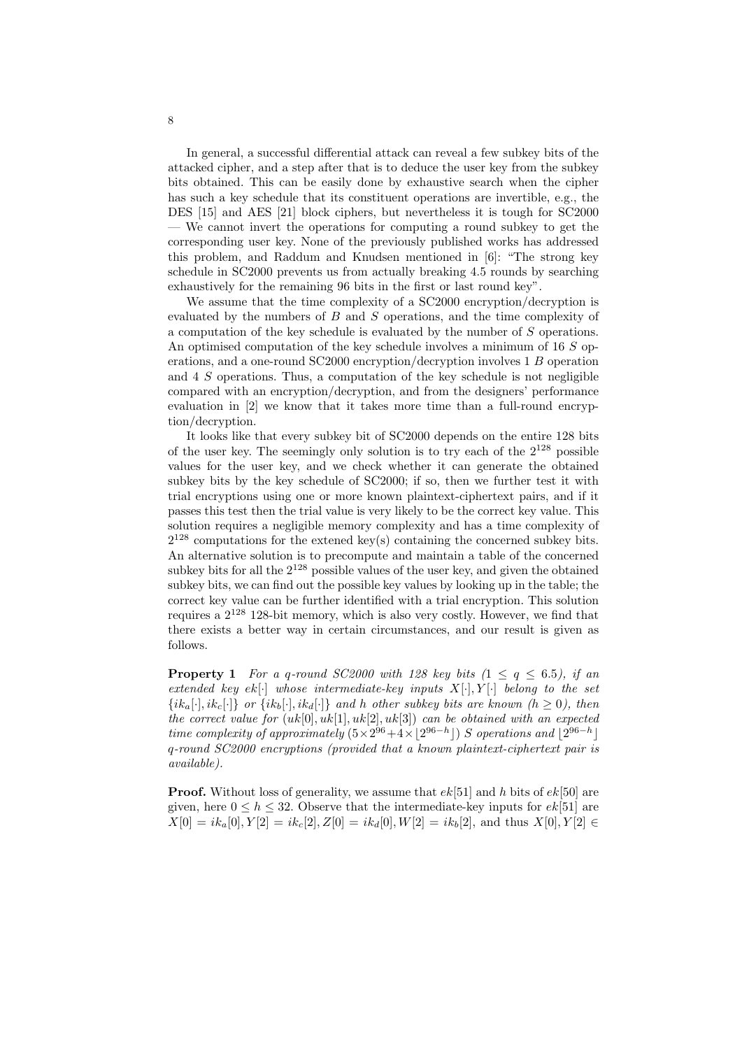In general, a successful differential attack can reveal a few subkey bits of the attacked cipher, and a step after that is to deduce the user key from the subkey bits obtained. This can be easily done by exhaustive search when the cipher has such a key schedule that its constituent operations are invertible, e.g., the DES [15] and AES [21] block ciphers, but nevertheless it is tough for SC2000 — We cannot invert the operations for computing a round subkey to get the corresponding user key. None of the previously published works has addressed this problem, and Raddum and Knudsen mentioned in [6]: "The strong key schedule in SC2000 prevents us from actually breaking 4.5 rounds by searching exhaustively for the remaining 96 bits in the first or last round key".

We assume that the time complexity of a SC2000 encryption/decryption is evaluated by the numbers of $B$ and $S$ operations, and the time complexity of a computation of the key schedule is evaluated by the number of $S$ operations. An optimised computation of the key schedule involves a minimum of 16 $S$ operations, and a one-round SC2000 encryption/decryption involves 1 $B$ operation and 4 $S$ operations. Thus, a computation of the key schedule is not negligible compared with an encryption/decryption, and from the designers' performance evaluation in [2] we know that it takes more time than a full-round encryption/decryption.

It looks like that every subkey bit of SC2000 depends on the entire 128 bits of the user key. The seemingly only solution is to try each of the $2^{128}$ possible values for the user key, and we check whether it can generate the obtained subkey bits by the key schedule of SC2000; if so, then we further test it with trial encryptions using one or more known plaintext-ciphertext pairs, and if it passes this test then the trial value is very likely to be the correct key value. This solution requires a negligible memory complexity and has a time complexity of $2^{128}$ computations for the extened key(s) containing the concerned subkey bits. An alternative solution is to precompute and maintain a table of the concerned subkey bits for all the $2^{128}$ possible values of the user key, and given the obtained subkey bits, we can find out the possible key values by looking up in the table; the correct key value can be further identified with a trial encryption. This solution requires a $2^{128}$ 128-bit memory, which is also very costly. However, we find that there exists a better way in certain circumstances, and our result is given as follows.

**Property 1** *For a q-round SC2000 with 128 key bits ($1 \leq q \leq 6.5$), if an extended key $ek[\cdot]$ whose intermediate-key inputs $X[\cdot], Y[\cdot]$ belong to the set $\{ik_a[\cdot], ik_c[\cdot]\}$ or $\{ik_b[\cdot], ik_d[\cdot]\}$ and h other subkey bits are known ($h \geq 0$), then the correct value for $(uk[0], uk[1], uk[2], uk[3])$ can be obtained with an expected time complexity of approximately $(5 \times 2^{96} + 4 \times \lfloor 2^{96-h} \rfloor)$ $S$ operations and $\lfloor 2^{96-h} \rfloor$ q-round SC2000 encryptions (provided that a known plaintext-ciphertext pair is available).*

**Proof.** Without loss of generality, we assume that $ek[51]$ and $h$ bits of $ek[50]$ are given, here $0 \leq h \leq 32$. Observe that the intermediate-key inputs for $ek[51]$ are $X[0] = ik_a[0], Y[2] = ik_c[2], Z[0] = ik_d[0], W[2] = ik_b[2]$, and thus $X[0], Y[2] \in$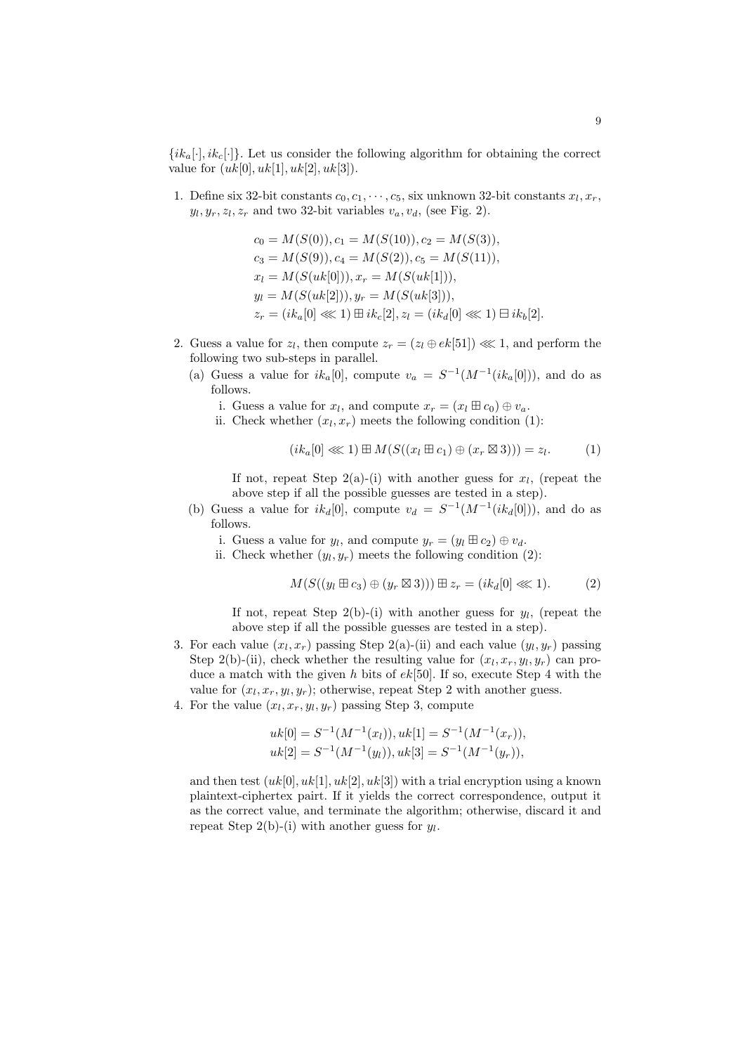$\{ik_a[\cdot], ik_c[\cdot]\}$. Let us consider the following algorithm for obtaining the correct value for $(uk[0], uk[1], uk[2], uk[3])$.

1. Define six 32-bit constants $c_0, c_1, \cdots, c_5$, six unknown 32-bit constants $x_l, x_r$, $y_l, y_r, z_l, z_r$ and two 32-bit variables $v_a, v_d$, (see Fig. 2).

$$c_0 = M(S(0)), c_1 = M(S(10)), c_2 = M(S(3)),$$
$$c_3 = M(S(9)), c_4 = M(S(2)), c_5 = M(S(11)),$$
$$x_l = M(S(uk[0])), x_r = M(S(uk[1])),$$
$$y_l = M(S(uk[2])), y_r = M(S(uk[3])),$$
$$z_r = (ik_a[0] \lll 1) \boxplus ik_c[2], z_l = (ik_d[0] \lll 1) \boxminus ik_b[2].$$

2. Guess a value for $z_l$, then compute $z_r = (z_l \oplus ek[51]) \lll 1$, and perform the following two sub-steps in parallel.
   (a) Guess a value for $ik_a[0]$, compute $v_a = S^{-1}(M^{-1}(ik_a[0]))$, and do as follows.
      i. Guess a value for $x_l$, and compute $x_r = (x_l \boxplus c_0) \oplus v_a$.
      ii. Check whether $(x_l, x_r)$ meets the following condition (1):
      $$(ik_a[0] \lll 1) \boxplus M(S((x_l \boxplus c_1) \oplus (x_r \boxtimes 3))) = z_l. \tag{1}$$
      If not, repeat Step 2(a)-(i) with another guess for $x_l$, (repeat the above step if all the possible guesses are tested in a step).
   (b) Guess a value for $ik_d[0]$, compute $v_d = S^{-1}(M^{-1}(ik_d[0]))$, and do as follows.
      i. Guess a value for $y_l$, and compute $y_r = (y_l \boxplus c_2) \oplus v_d$.
      ii. Check whether $(y_l, y_r)$ meets the following condition (2):
      $$M(S((y_l \boxplus c_3) \oplus (y_r \boxtimes 3))) \boxplus z_r = (ik_d[0] \lll 1). \tag{2}$$
      If not, repeat Step 2(b)-(i) with another guess for $y_l$, (repeat the above step if all the possible guesses are tested in a step).
3. For each value $(x_l, x_r)$ passing Step 2(a)-(ii) and each value $(y_l, y_r)$ passing Step 2(b)-(ii), check whether the resulting value for $(x_l, x_r, y_l, y_r)$ can produce a match with the given $h$ bits of $ek[50]$. If so, execute Step 4 with the value for $(x_l, x_r, y_l, y_r)$; otherwise, repeat Step 2 with another guess.
4. For the value $(x_l, x_r, y_l, y_r)$ passing Step 3, compute
$$uk[0] = S^{-1}(M^{-1}(x_l)), uk[1] = S^{-1}(M^{-1}(x_r)),$$
$$uk[2] = S^{-1}(M^{-1}(y_l)), uk[3] = S^{-1}(M^{-1}(y_r)),$$
and then test $(uk[0], uk[1], uk[2], uk[3])$ with a trial encryption using a known plaintext-ciphertex pair. If it yields the correct correspondence, output it as the correct value, and terminate the algorithm; otherwise, discard it and repeat Step 2(b)-(i) with another guess for $y_l$.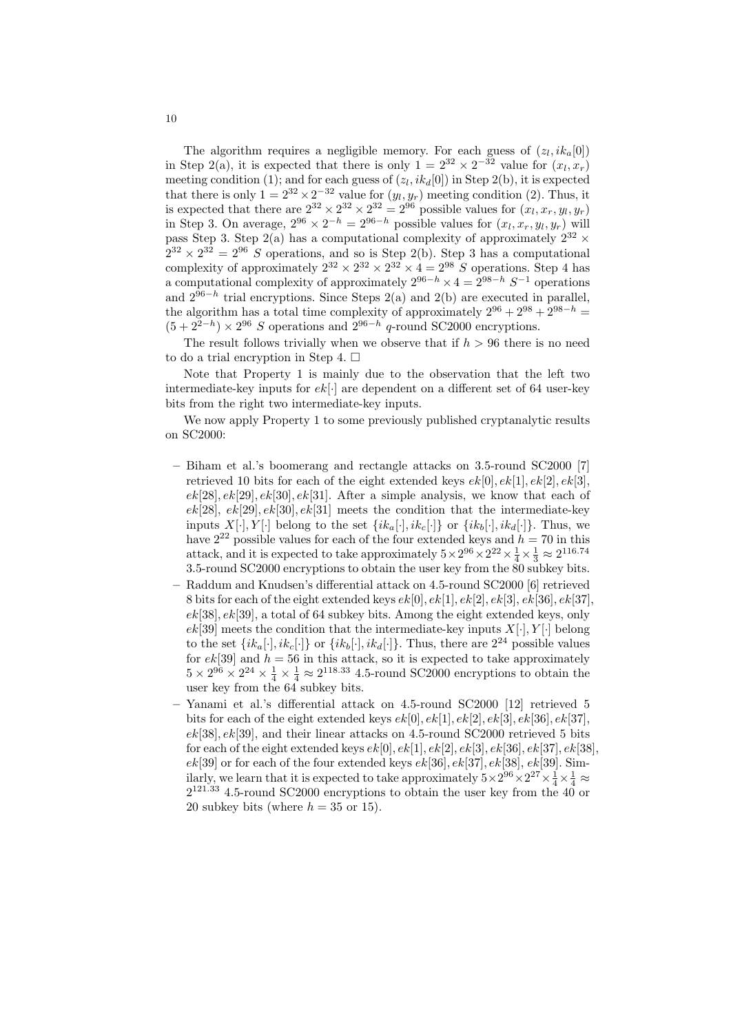The algorithm requires a negligible memory. For each guess of $(z_l, ik_a[0])$ in Step 2(a), it is expected that there is only $1 = 2^{32} \times 2^{-32}$ value for $(x_l, x_r)$ meeting condition (1); and for each guess of $(z_l, ik_d[0])$ in Step 2(b), it is expected that there is only $1 = 2^{32} \times 2^{-32}$ value for $(y_l, y_r)$ meeting condition (2). Thus, it is expected that there are $2^{32} \times 2^{32} \times 2^{32} = 2^{96}$ possible values for $(x_l, x_r, y_l, y_r)$ in Step 3. On average, $2^{96} \times 2^{-h} = 2^{96-h}$ possible values for $(x_l, x_r, y_l, y_r)$ will pass Step 3. Step 2(a) has a computational complexity of approximately $2^{32} \times 2^{32} \times 2^{32} = 2^{96}$ $S$ operations, and so is Step 2(b). Step 3 has a computational complexity of approximately $2^{32} \times 2^{32} \times 2^{32} \times 4 = 2^{98}$ $S$ operations. Step 4 has a computational complexity of approximately $2^{96-h} \times 4 = 2^{98-h}$ $S^{-1}$ operations and $2^{96-h}$ trial encryptions. Since Steps 2(a) and 2(b) are executed in parallel, the algorithm has a total time complexity of approximately $2^{96} + 2^{98} + 2^{98-h} = (5 + 2^{2-h}) \times 2^{96}$ $S$ operations and $2^{96-h}$ $q$-round SC2000 encryptions.

The result follows trivially when we observe that if $h > 96$ there is no need to do a trial encryption in Step 4. $\square$

Note that Property 1 is mainly due to the observation that the left two intermediate-key inputs for $ek[\cdot]$ are dependent on a different set of 64 user-key bits from the right two intermediate-key inputs.

We now apply Property 1 to some previously published cryptanalytic results on SC2000:

- Biham et al.'s boomerang and rectangle attacks on 3.5-round SC2000 [7] retrieved 10 bits for each of the eight extended keys $ek[0], ek[1], ek[2], ek[3], ek[28], ek[29], ek[30], ek[31]$. After a simple analysis, we know that each of $ek[28]$, $ek[29], ek[30], ek[31]$ meets the condition that the intermediate-key inputs $X[\cdot], Y[\cdot]$ belong to the set $\{ik_a[\cdot], ik_c[\cdot]\}$ or $\{ik_b[\cdot], ik_d[\cdot]\}$. Thus, we have $2^{22}$ possible values for each of the four extended keys and $h = 70$ in this attack, and it is expected to take approximately $5 \times 2^{96} \times 2^{22} \times \frac{1}{4} \times \frac{1}{3} \approx 2^{116.74}$ 3.5-round SC2000 encryptions to obtain the user key from the 80 subkey bits.
- Raddum and Knudsen's differential attack on 4.5-round SC2000 [6] retrieved 8 bits for each of the eight extended keys $ek[0], ek[1], ek[2], ek[3], ek[36], ek[37], ek[38], ek[39]$, a total of 64 subkey bits. Among the eight extended keys, only $ek[39]$ meets the condition that the intermediate-key inputs $X[\cdot], Y[\cdot]$ belong to the set $\{ik_a[\cdot], ik_c[\cdot]\}$ or $\{ik_b[\cdot], ik_d[\cdot]\}$. Thus, there are $2^{24}$ possible values for $ek[39]$ and $h = 56$ in this attack, so it is expected to take approximately $5 \times 2^{96} \times 2^{24} \times \frac{1}{4} \times \frac{1}{4} \approx 2^{118.33}$ 4.5-round SC2000 encryptions to obtain the user key from the 64 subkey bits.
- Yanami et al.'s differential attack on 4.5-round SC2000 [12] retrieved 5 bits for each of the eight extended keys $ek[0], ek[1], ek[2], ek[3], ek[36], ek[37], ek[38], ek[39]$, and their linear attacks on 4.5-round SC2000 retrieved 5 bits for each of the eight extended keys $ek[0], ek[1], ek[2], ek[3], ek[36], ek[37], ek[38], ek[39]$ or for each of the four extended keys $ek[36], ek[37], ek[38], ek[39]$. Similarly, we learn that it is expected to take approximately $5 \times 2^{96} \times 2^{27} \times \frac{1}{4} \times \frac{1}{4} \approx 2^{121.33}$ 4.5-round SC2000 encryptions to obtain the user key from the 40 or 20 subkey bits (where $h = 35$ or 15).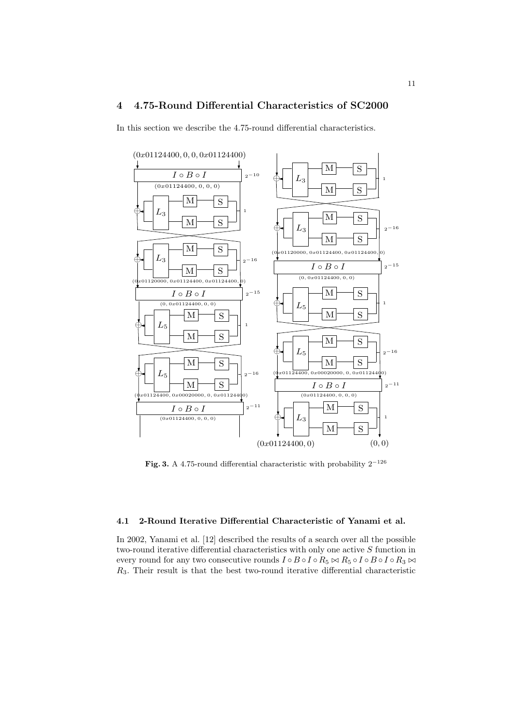## 4 4.75-Round Differential Characteristics of SC2000

In this section we describe the 4.75-round differential characteristics.

**Fig. 3.** A 4.75-round differential characteristic with probability $2^{-126}$

### 4.1 2-Round Iterative Differential Characteristic of Yanami et al.

In 2002, Yanami et al. [12] described the results of a search over all the possible two-round iterative differential characteristics with only one active $S$ function in every round for any two consecutive rounds $I \circ B \circ I \circ R_5 \bowtie R_5 \circ I \circ B \circ I \circ R_3 \bowtie R_3$. Their result is that the best two-round iterative differential characteristic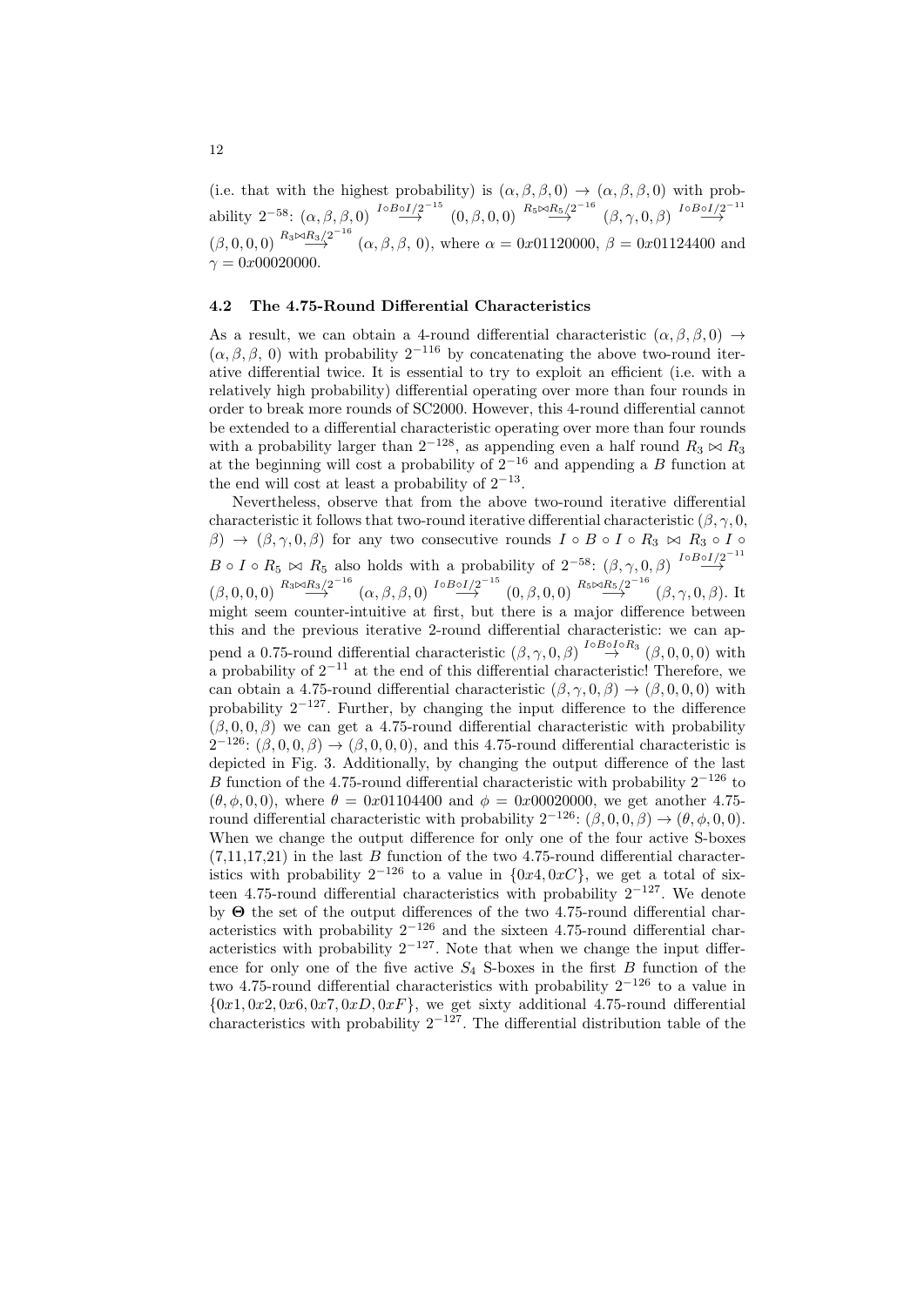(i.e. that with the highest probability) is $(\alpha, \beta, \beta, 0) \rightarrow (\alpha, \beta, \beta, 0)$ with probability $2^{-58}$: $(\alpha, \beta, \beta, 0) \stackrel{I \circ B \circ I / 2^{-15}}{\longrightarrow} (0, \beta, 0, 0) \stackrel{R_5 \bowtie R_5 / 2^{-16}}{\longrightarrow} (\beta, \gamma, 0, \beta) \stackrel{I \circ B \circ I / 2^{-11}}{\longrightarrow} (\beta, 0, 0, 0) \stackrel{R_3 \bowtie R_3 / 2^{-16}}{\longrightarrow} (\alpha, \beta, \beta, 0)$, where $\alpha = 0x01120000$, $\beta = 0x01124400$ and $\gamma = 0x00020000$.

### 4.2 The 4.75-Round Differential Characteristics

As a result, we can obtain a 4-round differential characteristic $(\alpha, \beta, \beta, 0) \rightarrow (\alpha, \beta, \beta, 0)$ with probability $2^{-116}$ by concatenating the above two-round iterative differential twice. It is essential to try to exploit an efficient (i.e. with a relatively high probability) differential operating over more than four rounds in order to break more rounds of SC2000. However, this 4-round differential cannot be extended to a differential characteristic operating over more than four rounds with a probability larger than $2^{-128}$, as appending even a half round $R_3 \bowtie R_3$ at the beginning will cost a probability of $2^{-16}$ and appending a $B$ function at the end will cost at least a probability of $2^{-13}$.

Nevertheless, observe that from the above two-round iterative differential characteristic it follows that two-round iterative differential characteristic $(\beta, \gamma, 0, \beta) \rightarrow (\beta, \gamma, 0, \beta)$ for any two consecutive rounds $I \circ B \circ I \circ R_3 \bowtie R_3 \circ I \circ B \circ I \circ R_5 \bowtie R_5$ also holds with a probability of $2^{-58}$: $(\beta, \gamma, 0, \beta) \stackrel{I \circ B \circ I / 2^{-11}}{\longrightarrow} (\beta, 0, 0, 0) \stackrel{R_3 \bowtie R_3 / 2^{-16}}{\longrightarrow} (\alpha, \beta, \beta, 0) \stackrel{I \circ B \circ I / 2^{-15}}{\longrightarrow} (0, \beta, 0, 0) \stackrel{R_5 \bowtie R_5 / 2^{-16}}{\longrightarrow} (\beta, \gamma, 0, \beta)$. It might seem counter-intuitive at first, but there is a major difference between this and the previous iterative 2-round differential characteristic: we can append a 0.75-round differential characteristic $(\beta, \gamma, 0, \beta) \stackrel{I \circ B \circ I \circ R_3}{\rightarrow} (\beta, 0, 0, 0)$ with a probability of $2^{-11}$ at the end of this differential characteristic! Therefore, we can obtain a 4.75-round differential characteristic $(\beta, \gamma, 0, \beta) \rightarrow (\beta, 0, 0, 0)$ with probability $2^{-127}$. Further, by changing the input difference to the difference $(\beta, 0, 0, \beta)$ we can get a 4.75-round differential characteristic with probability $2^{-126}$: $(\beta, 0, 0, \beta) \rightarrow (\beta, 0, 0, 0)$, and this 4.75-round differential characteristic is depicted in Fig. 3. Additionally, by changing the output difference of the last $B$ function of the 4.75-round differential characteristic with probability $2^{-126}$ to $(\theta, \phi, 0, 0)$, where $\theta = 0x01104400$ and $\phi = 0x00020000$, we get another 4.75-round differential characteristic with probability $2^{-126}$: $(\beta, 0, 0, \beta) \rightarrow (\theta, \phi, 0, 0)$. When we change the output difference for only one of the four active S-boxes (7,11,17,21) in the last $B$ function of the two 4.75-round differential characteristics with probability $2^{-126}$ to a value in $\{0x4, 0xC\}$, we get a total of sixteen 4.75-round differential characteristics with probability $2^{-127}$. We denote by $\mathbf{\Theta}$ the set of the output differences of the two 4.75-round differential characteristics with probability $2^{-126}$ and the sixteen 4.75-round differential characteristics with probability $2^{-127}$. Note that when we change the input difference for only one of the five active $S_4$ S-boxes in the first $B$ function of the two 4.75-round differential characteristics with probability $2^{-126}$ to a value in $\{0x1, 0x2, 0x6, 0x7, 0xD, 0xF\}$, we get sixty additional 4.75-round differential characteristics with probability $2^{-127}$. The differential distribution table of the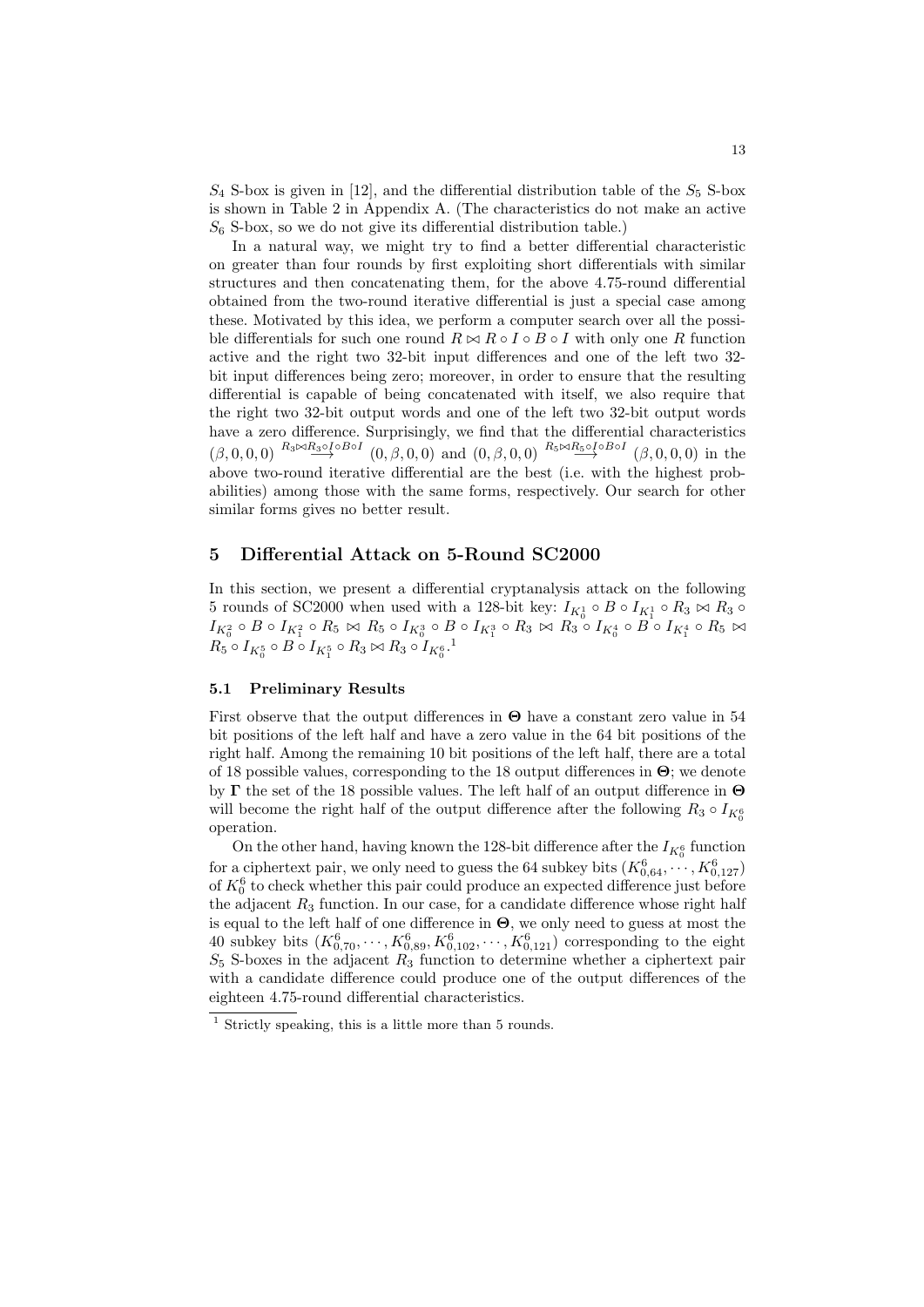$S_4$ S-box is given in [12], and the differential distribution table of the $S_5$ S-box is shown in Table 2 in Appendix A. (The characteristics do not make an active $S_6$ S-box, so we do not give its differential distribution table.)

In a natural way, we might try to find a better differential characteristic on greater than four rounds by first exploiting short differentials with similar structures and then concatenating them, for the above 4.75-round differential obtained from the two-round iterative differential is just a special case among these. Motivated by this idea, we perform a computer search over all the possible differentials for such one round $R \bowtie R \circ I \circ B \circ I$ with only one $R$ function active and the right two 32-bit input differences and one of the left two 32-bit input differences being zero; moreover, in order to ensure that the resulting differential is capable of being concatenated with itself, we also require that the right two 32-bit output words and one of the left two 32-bit output words have a zero difference. Surprisingly, we find that the differential characteristics $(\beta, 0, 0, 0) \stackrel{R_3 \bowtie R_3 \circ I \circ B \circ I}{\longrightarrow} (0, \beta, 0, 0)$ and $(0, \beta, 0, 0) \stackrel{R_5 \bowtie R_5 \circ I \circ B \circ I}{\longrightarrow} (\beta, 0, 0, 0)$ in the above two-round iterative differential are the best (i.e. with the highest probabilities) among those with the same forms, respectively. Our search for other similar forms gives no better result.

## 5 Differential Attack on 5-Round SC2000

In this section, we present a differential cryptanalysis attack on the following 5 rounds of SC2000 when used with a 128-bit key: $I_{K_0^1} \circ B \circ I_{K_1^1} \circ R_3 \bowtie R_3 \circ I_{K_0^2} \circ B \circ I_{K_1^2} \circ R_5 \bowtie R_5 \circ I_{K_0^3} \circ B \circ I_{K_1^3} \circ R_3 \bowtie R_3 \circ I_{K_0^4} \circ B \circ I_{K_1^4} \circ R_5 \bowtie R_5 \circ I_{K_0^5} \circ B \circ I_{K_1^5} \circ R_3 \bowtie R_3 \circ I_{K_0^6}$.[1]

### 5.1 Preliminary Results

First observe that the output differences in $\mathbf{\Theta}$ have a constant zero value in 54 bit positions of the left half and have a zero value in the 64 bit positions of the right half. Among the remaining 10 bit positions of the left half, there are a total of 18 possible values, corresponding to the 18 output differences in $\mathbf{\Theta}$; we denote by $\mathbf{\Gamma}$ the set of the 18 possible values. The left half of an output difference in $\mathbf{\Theta}$ will become the right half of the output difference after the following $R_3 \circ I_{K_0^6}$ operation.

On the other hand, having known the 128-bit difference after the $I_{K_0^6}$ function for a ciphertext pair, we only need to guess the 64 subkey bits $(K_{0,64}^6, \cdots, K_{0,127}^6)$ of $K_0^6$ to check whether this pair could produce an expected difference just before the adjacent $R_3$ function. In our case, for a candidate difference whose right half is equal to the left half of one difference in $\mathbf{\Theta}$, we only need to guess at most the 40 subkey bits $(K_{0,70}^6, \cdots, K_{0,89}^6, K_{0,102}^6, \cdots, K_{0,121}^6)$ corresponding to the eight $S_5$ S-boxes in the adjacent $R_3$ function to determine whether a ciphertext pair with a candidate difference could produce one of the output differences of the eighteen 4.75-round differential characteristics.

[1] Strictly speaking, this is a little more than 5 rounds.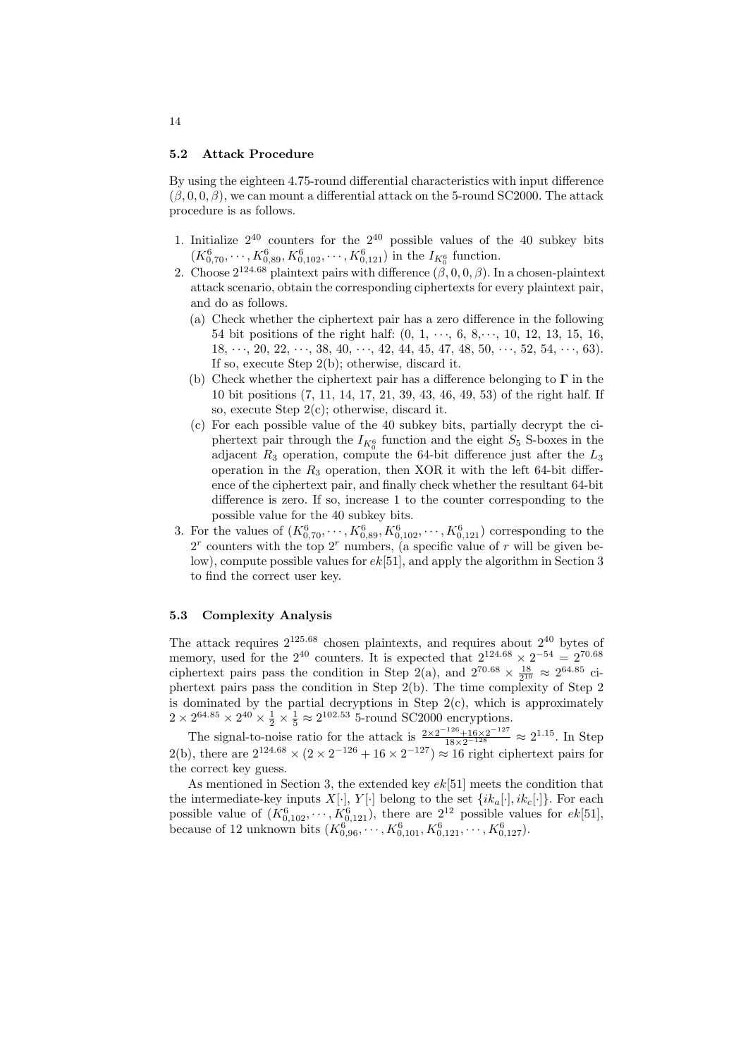### 5.2 Attack Procedure

By using the eighteen 4.75-round differential characteristics with input difference $(\beta, 0, 0, \beta)$, we can mount a differential attack on the 5-round SC2000. The attack procedure is as follows.

1. Initialize $2^{40}$ counters for the $2^{40}$ possible values of the 40 subkey bits $(K^6_{0,70}, \cdots, K^6_{0,89}, K^6_{0,102}, \cdots, K^6_{0,121})$ in the $I_{K^6_0}$ function.
2. Choose $2^{124.68}$ plaintext pairs with difference $(\beta, 0, 0, \beta)$. In a chosen-plaintext attack scenario, obtain the corresponding ciphertexts for every plaintext pair, and do as follows.
   (a) Check whether the ciphertext pair has a zero difference in the following 54 bit positions of the right half: (0, 1, $\cdots$, 6, 8,$\cdots$, 10, 12, 13, 15, 16, 18, $\cdots$, 20, 22, $\cdots$, 38, 40, $\cdots$, 42, 44, 45, 47, 48, 50, $\cdots$, 52, 54, $\cdots$, 63). If so, execute Step 2(b); otherwise, discard it.
   (b) Check whether the ciphertext pair has a difference belonging to $\mathbf{\Gamma}$ in the 10 bit positions (7, 11, 14, 17, 21, 39, 43, 46, 49, 53) of the right half. If so, execute Step 2(c); otherwise, discard it.
   (c) For each possible value of the 40 subkey bits, partially decrypt the ciphertext pair through the $I_{K^6_0}$ function and the eight $S_5$ S-boxes in the adjacent $R_3$ operation, compute the 64-bit difference just after the $L_3$ operation in the $R_3$ operation, then XOR it with the left 64-bit difference of the ciphertext pair, and finally check whether the resultant 64-bit difference is zero. If so, increase 1 to the counter corresponding to the possible value for the 40 subkey bits.
3. For the values of $(K^6_{0,70}, \cdots, K^6_{0,89}, K^6_{0,102}, \cdots, K^6_{0,121})$ corresponding to the $2^r$ counters with the top $2^r$ numbers, (a specific value of $r$ will be given below), compute possible values for $ek[51]$, and apply the algorithm in Section 3 to find the correct user key.

### 5.3 Complexity Analysis

The attack requires $2^{125.68}$ chosen plaintexts, and requires about $2^{40}$ bytes of memory, used for the $2^{40}$ counters. It is expected that $2^{124.68} \times 2^{-54} = 2^{70.68}$ ciphertext pairs pass the condition in Step 2(a), and $2^{70.68} \times \frac{18}{2^{10}} \approx 2^{64.85}$ ciphertext pairs pass the condition in Step 2(b). The time complexity of Step 2 is dominated by the partial decryptions in Step 2(c), which is approximately $2 \times 2^{64.85} \times 2^{40} \times \frac{1}{2} \times \frac{1}{5} \approx 2^{102.53}$ 5-round SC2000 encryptions.

The signal-to-noise ratio for the attack is $\frac{2 \times 2^{-126} + 16 \times 2^{-127}}{18 \times 2^{-128}} \approx 2^{1.15}$. In Step 2(b), there are $2^{124.68} \times (2 \times 2^{-126} + 16 \times 2^{-127}) \approx 16$ right ciphertext pairs for the correct key guess.

As mentioned in Section 3, the extended key $ek[51]$ meets the condition that the intermediate-key inputs $X[\cdot]$, $Y[\cdot]$ belong to the set $\{ik_a[\cdot], ik_c[\cdot]\}$. For each possible value of $(K^6_{0,102}, \cdots, K^6_{0,121})$, there are $2^{12}$ possible values for $ek[51]$, because of 12 unknown bits $(K^6_{0,96}, \cdots, K^6_{0,101}, K^6_{0,121}, \cdots, K^6_{0,127})$.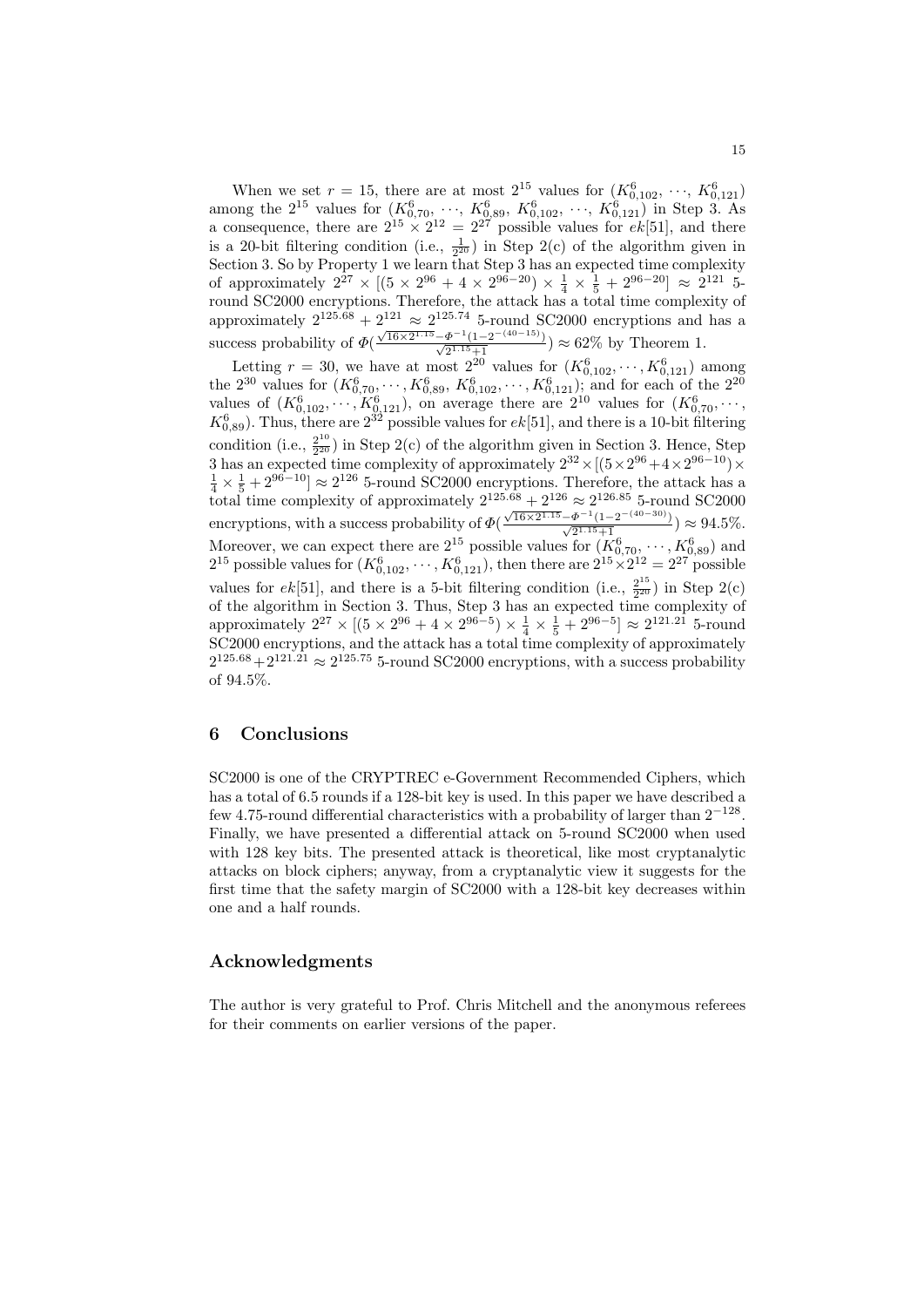When we set $r = 15$, there are at most $2^{15}$ values for $(K^6_{0,102}, \cdots, K^6_{0,121})$ among the $2^{15}$ values for $(K^6_{0,70}, \cdots, K^6_{0,89}, K^6_{0,102}, \cdots, K^6_{0,121})$ in Step 3. As a consequence, there are $2^{15} \times 2^{12} = 2^{27}$ possible values for $ek[51]$, and there is a 20-bit filtering condition (i.e., $\frac{1}{2^{20}}$) in Step 2(c) of the algorithm given in Section 3. So by Property 1 we learn that Step 3 has an expected time complexity of approximately $2^{27} \times [(5 \times 2^{96} + 4 \times 2^{96-20}) \times \frac{1}{4} \times \frac{1}{5} + 2^{96-20}] \approx 2^{121}$ 5-round SC2000 encryptions. Therefore, the attack has a total time complexity of approximately $2^{125.68} + 2^{121} \approx 2^{125.74}$ 5-round SC2000 encryptions and has a success probability of $\Phi(\frac{\sqrt{16\times 2^{1.15}} - \Phi^{-1}(1-2^{-(40-15)})}{\sqrt{2^{1.15}+1}}) \approx 62\%$ by Theorem 1.

Letting $r = 30$, we have at most $2^{20}$ values for $(K^6_{0,102}, \cdots, K^6_{0,121})$ among the $2^{30}$ values for $(K^6_{0,70}, \cdots, K^6_{0,89}, K^6_{0,102}, \cdots, K^6_{0,121})$; and for each of the $2^{20}$ values of $(K^6_{0,102}, \cdots, K^6_{0,121})$, on average there are $2^{10}$ values for $(K^6_{0,70}, \cdots, K^6_{0,89})$. Thus, there are $2^{32}$ possible values for $ek[51]$, and there is a 10-bit filtering condition (i.e., $\frac{2^{10}}{2^{20}}$) in Step 2(c) of the algorithm given in Section 3. Hence, Step 3 has an expected time complexity of approximately $2^{32} \times [(5\times 2^{96} + 4\times 2^{96-10}) \times \frac{1}{4} \times \frac{1}{5} + 2^{96-10}] \approx 2^{126}$ 5-round SC2000 encryptions. Therefore, the attack has a total time complexity of approximately $2^{125.68} + 2^{126} \approx 2^{126.85}$ 5-round SC2000 encryptions, with a success probability of $\Phi(\frac{\sqrt{16\times 2^{1.15}} - \Phi^{-1}(1-2^{-(40-30)})}{\sqrt{2^{1.15}+1}}) \approx 94.5\%$. Moreover, we can expect there are $2^{15}$ possible values for $(K^6_{0,70}, \cdots, K^6_{0,89})$ and $2^{15}$ possible values for $(K^6_{0,102}, \cdots, K^6_{0,121})$, then there are $2^{15} \times 2^{12} = 2^{27}$ possible values for $ek[51]$, and there is a 5-bit filtering condition (i.e., $\frac{2^{15}}{2^{20}}$) in Step 2(c) of the algorithm in Section 3. Thus, Step 3 has an expected time complexity of approximately $2^{27} \times [(5 \times 2^{96} + 4 \times 2^{96-5}) \times \frac{1}{4} \times \frac{1}{5} + 2^{96-5}] \approx 2^{121.21}$ 5-round SC2000 encryptions, and the attack has a total time complexity of approximately $2^{125.68} + 2^{121.21} \approx 2^{125.75}$ 5-round SC2000 encryptions, with a success probability of 94.5%.

## 6 Conclusions

SC2000 is one of the CRYPTREC e-Government Recommended Ciphers, which has a total of 6.5 rounds if a 128-bit key is used. In this paper we have described a few 4.75-round differential characteristics with a probability of larger than $2^{-128}$. Finally, we have presented a differential attack on 5-round SC2000 when used with 128 key bits. The presented attack is theoretical, like most cryptanalytic attacks on block ciphers; anyway, from a cryptanalytic view it suggests for the first time that the safety margin of SC2000 with a 128-bit key decreases within one and a half rounds.

## Acknowledgments

The author is very grateful to Prof. Chris Mitchell and the anonymous referees for their comments on earlier versions of the paper.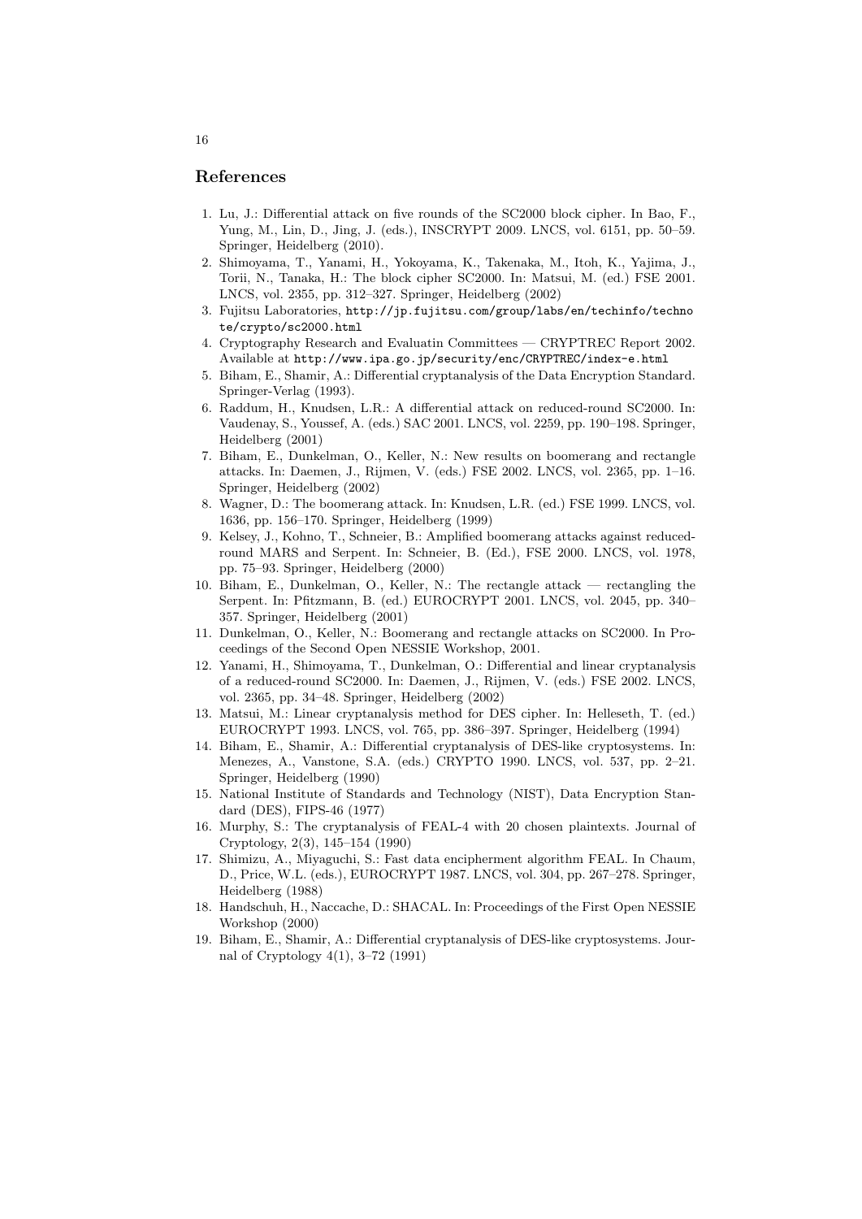## References

1. Lu, J.: Differential attack on five rounds of the SC2000 block cipher. In Bao, F., Yung, M., Lin, D., Jing, J. (eds.), INSCRYPT 2009. LNCS, vol. 6151, pp. 50–59. Springer, Heidelberg (2010).
2. Shimoyama, T., Yanami, H., Yokoyama, K., Takenaka, M., Itoh, K., Yajima, J., Torii, N., Tanaka, H.: The block cipher SC2000. In: Matsui, M. (ed.) FSE 2001. LNCS, vol. 2355, pp. 312–327. Springer, Heidelberg (2002)
3. Fujitsu Laboratories, `http://jp.fujitsu.com/group/labs/en/techinfo/technote/crypto/sc2000.html`
4. Cryptography Research and Evaluatin Committees — CRYPTREC Report 2002. Available at `http://www.ipa.go.jp/security/enc/CRYPTREC/index-e.html`
5. Biham, E., Shamir, A.: Differential cryptanalysis of the Data Encryption Standard. Springer-Verlag (1993).
6. Raddum, H., Knudsen, L.R.: A differential attack on reduced-round SC2000. In: Vaudenay, S., Youssef, A. (eds.) SAC 2001. LNCS, vol. 2259, pp. 190–198. Springer, Heidelberg (2001)
7. Biham, E., Dunkelman, O., Keller, N.: New results on boomerang and rectangle attacks. In: Daemen, J., Rijmen, V. (eds.) FSE 2002. LNCS, vol. 2365, pp. 1–16. Springer, Heidelberg (2002)
8. Wagner, D.: The boomerang attack. In: Knudsen, L.R. (ed.) FSE 1999. LNCS, vol. 1636, pp. 156–170. Springer, Heidelberg (1999)
9. Kelsey, J., Kohno, T., Schneier, B.: Amplified boomerang attacks against reduced-round MARS and Serpent. In: Schneier, B. (Ed.), FSE 2000. LNCS, vol. 1978, pp. 75–93. Springer, Heidelberg (2000)
10. Biham, E., Dunkelman, O., Keller, N.: The rectangle attack — rectangling the Serpent. In: Pfitzmann, B. (ed.) EUROCRYPT 2001. LNCS, vol. 2045, pp. 340–357. Springer, Heidelberg (2001)
11. Dunkelman, O., Keller, N.: Boomerang and rectangle attacks on SC2000. In Proceedings of the Second Open NESSIE Workshop, 2001.
12. Yanami, H., Shimoyama, T., Dunkelman, O.: Differential and linear cryptanalysis of a reduced-round SC2000. In: Daemen, J., Rijmen, V. (eds.) FSE 2002. LNCS, vol. 2365, pp. 34–48. Springer, Heidelberg (2002)
13. Matsui, M.: Linear cryptanalysis method for DES cipher. In: Helleseth, T. (ed.) EUROCRYPT 1993. LNCS, vol. 765, pp. 386–397. Springer, Heidelberg (1994)
14. Biham, E., Shamir, A.: Differential cryptanalysis of DES-like cryptosystems. In: Menezes, A., Vanstone, S.A. (eds.) CRYPTO 1990. LNCS, vol. 537, pp. 2–21. Springer, Heidelberg (1990)
15. National Institute of Standards and Technology (NIST), Data Encryption Standard (DES), FIPS-46 (1977)
16. Murphy, S.: The cryptanalysis of FEAL-4 with 20 chosen plaintexts. Journal of Cryptology, 2(3), 145–154 (1990)
17. Shimizu, A., Miyaguchi, S.: Fast data encipherment algorithm FEAL. In Chaum, D., Price, W.L. (eds.), EUROCRYPT 1987. LNCS, vol. 304, pp. 267–278. Springer, Heidelberg (1988)
18. Handschuh, H., Naccache, D.: SHACAL. In: Proceedings of the First Open NESSIE Workshop (2000)
19. Biham, E., Shamir, A.: Differential cryptanalysis of DES-like cryptosystems. Journal of Cryptology 4(1), 3–72 (1991)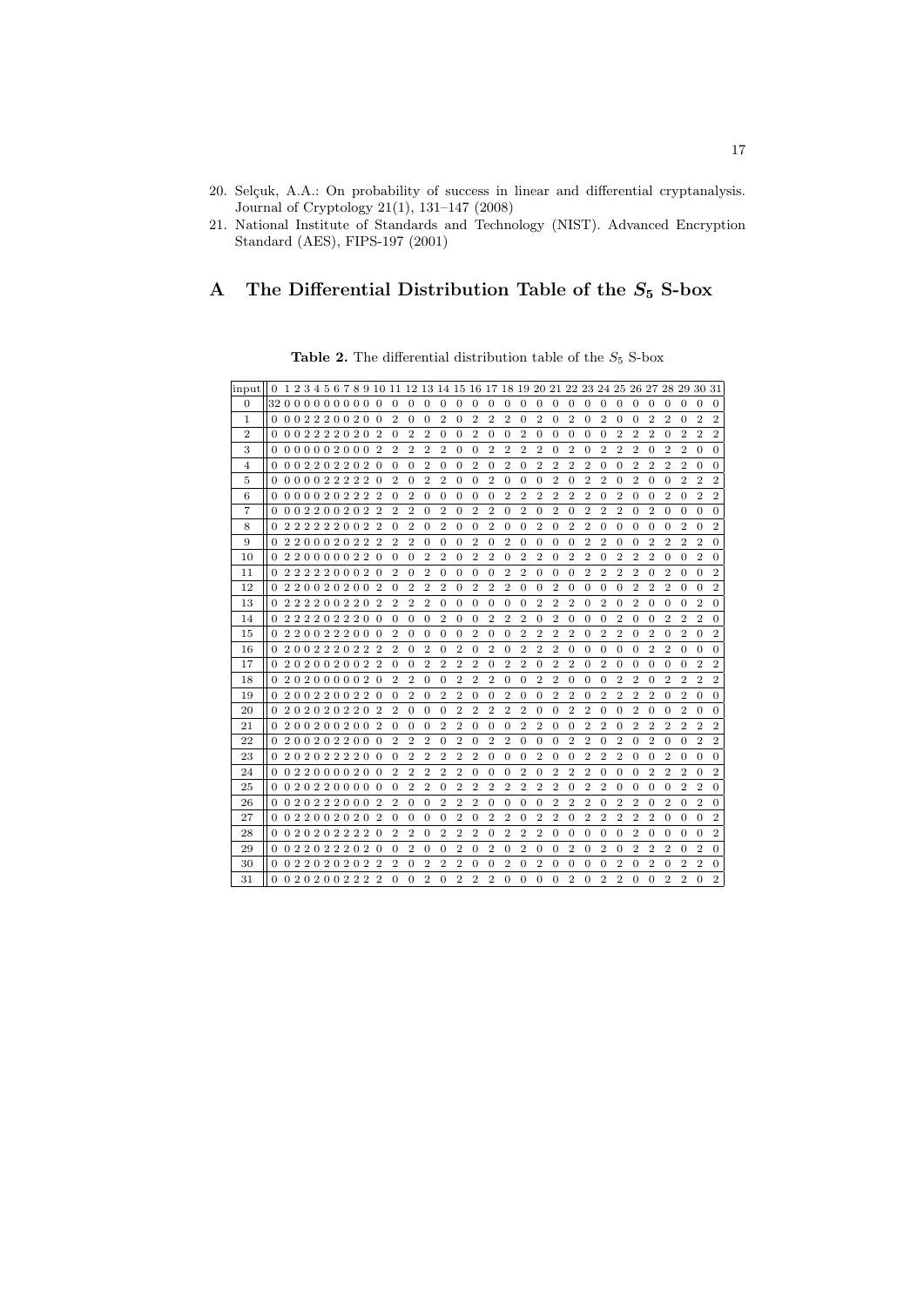20. Selçuk, A.A.: On probability of success in linear and differential cryptanalysis. Journal of Cryptology 21(1), 131–147 (2008)
21. National Institute of Standards and Technology (NIST). Advanced Encryption Standard (AES), FIPS-197 (2001)

# A The Differential Distribution Table of the $S_5$ S-box

**Table 2.** The differential distribution table of the $S_5$ S-box

| input | 0 | 1 | 2 | 3 | 4 | 5 | 6 | 7 | 8 | 9 | 10 | 11 | 12 | 13 | 14 | 15 | 16 | 17 | 18 | 19 | 20 | 21 | 22 | 23 | 24 | 25 | 26 | 27 | 28 | 29 | 30 | 31 |
|---|---|---|---|---|---|---|---|---|---|---|---|---|---|---|---|---|---|---|---|---|---|---|---|---|---|---|---|---|---|---|---|---|
| 0 | 32 | 0 | 0 | 0 | 0 | 0 | 0 | 0 | 0 | 0 | 0 | 0 | 0 | 0 | 0 | 0 | 0 | 0 | 0 | 0 | 0 | 0 | 0 | 0 | 0 | 0 | 0 | 0 | 0 | 0 | 0 | 0 |
| 1 | 0 | 0 | 0 | 2 | 2 | 2 | 0 | 0 | 2 | 0 | 0 | 2 | 0 | 0 | 2 | 0 | 2 | 2 | 2 | 0 | 2 | 0 | 2 | 0 | 2 | 0 | 0 | 2 | 2 | 0 | 2 | 2 |
| 2 | 0 | 0 | 0 | 2 | 2 | 2 | 2 | 0 | 2 | 0 | 2 | 0 | 2 | 2 | 0 | 0 | 2 | 0 | 0 | 2 | 0 | 0 | 0 | 0 | 0 | 2 | 2 | 2 | 0 | 2 | 2 | 2 |
| 3 | 0 | 0 | 0 | 0 | 0 | 0 | 2 | 0 | 0 | 0 | 2 | 2 | 2 | 2 | 2 | 0 | 0 | 2 | 2 | 2 | 2 | 0 | 2 | 0 | 2 | 2 | 2 | 0 | 2 | 2 | 0 | 0 |
| 4 | 0 | 0 | 0 | 2 | 2 | 0 | 2 | 2 | 2 | 0 | 2 | 0 | 0 | 2 | 0 | 0 | 2 | 0 | 2 | 0 | 2 | 2 | 2 | 2 | 0 | 0 | 2 | 2 | 2 | 2 | 0 | 0 |
| 5 | 0 | 0 | 0 | 0 | 0 | 2 | 2 | 2 | 2 | 2 | 2 | 0 | 2 | 0 | 2 | 2 | 0 | 0 | 2 | 0 | 0 | 0 | 2 | 0 | 2 | 2 | 0 | 2 | 0 | 0 | 2 | 2 | 2 |
| 6 | 0 | 0 | 0 | 0 | 0 | 2 | 0 | 2 | 2 | 2 | 2 | 0 | 2 | 0 | 0 | 0 | 0 | 0 | 2 | 2 | 2 | 2 | 2 | 2 | 0 | 2 | 0 | 0 | 2 | 0 | 2 | 2 |
| 7 | 0 | 0 | 0 | 2 | 2 | 0 | 0 | 2 | 0 | 2 | 2 | 2 | 2 | 0 | 2 | 0 | 2 | 2 | 0 | 2 | 0 | 2 | 0 | 2 | 2 | 2 | 0 | 2 | 0 | 0 | 0 | 0 |
| 8 | 0 | 2 | 2 | 2 | 2 | 2 | 2 | 0 | 0 | 2 | 2 | 0 | 2 | 0 | 2 | 0 | 0 | 2 | 0 | 0 | 2 | 0 | 2 | 2 | 0 | 0 | 0 | 0 | 0 | 2 | 0 | 2 |
| 9 | 0 | 2 | 2 | 0 | 0 | 0 | 2 | 0 | 2 | 2 | 2 | 2 | 2 | 0 | 0 | 0 | 2 | 0 | 2 | 0 | 0 | 0 | 0 | 2 | 2 | 0 | 0 | 2 | 2 | 2 | 2 | 0 |
| 10 | 0 | 2 | 2 | 0 | 0 | 0 | 0 | 0 | 2 | 2 | 0 | 0 | 0 | 2 | 2 | 0 | 2 | 2 | 0 | 2 | 2 | 0 | 2 | 2 | 0 | 2 | 2 | 2 | 0 | 0 | 2 | 0 |
| 11 | 0 | 2 | 2 | 2 | 2 | 2 | 0 | 0 | 0 | 2 | 0 | 2 | 0 | 2 | 0 | 0 | 0 | 0 | 2 | 2 | 0 | 0 | 0 | 2 | 2 | 2 | 2 | 0 | 2 | 0 | 0 | 2 |
| 12 | 0 | 2 | 2 | 0 | 0 | 2 | 0 | 2 | 0 | 0 | 2 | 0 | 2 | 2 | 2 | 0 | 2 | 2 | 2 | 0 | 0 | 2 | 0 | 0 | 0 | 0 | 2 | 2 | 2 | 0 | 0 | 2 |
| 13 | 0 | 2 | 2 | 2 | 2 | 0 | 0 | 2 | 2 | 0 | 2 | 2 | 2 | 2 | 0 | 0 | 0 | 0 | 0 | 0 | 2 | 2 | 2 | 0 | 2 | 0 | 2 | 0 | 0 | 0 | 2 | 0 |
| 14 | 0 | 2 | 2 | 2 | 2 | 0 | 2 | 2 | 2 | 0 | 0 | 0 | 0 | 0 | 2 | 0 | 0 | 2 | 2 | 2 | 0 | 2 | 0 | 0 | 0 | 2 | 0 | 0 | 2 | 2 | 2 | 0 |
| 15 | 0 | 2 | 2 | 0 | 0 | 2 | 2 | 2 | 0 | 0 | 0 | 2 | 0 | 0 | 0 | 0 | 2 | 0 | 0 | 2 | 2 | 2 | 2 | 0 | 2 | 2 | 0 | 2 | 0 | 2 | 0 | 2 |
| 16 | 0 | 2 | 0 | 0 | 2 | 2 | 2 | 0 | 2 | 2 | 2 | 2 | 0 | 2 | 0 | 2 | 0 | 2 | 0 | 2 | 2 | 2 | 0 | 0 | 0 | 0 | 0 | 2 | 2 | 0 | 0 | 0 |
| 17 | 0 | 2 | 0 | 2 | 0 | 0 | 2 | 0 | 0 | 2 | 2 | 0 | 0 | 2 | 2 | 2 | 0 | 2 | 2 | 0 | 2 | 2 | 0 | 2 | 0 | 0 | 0 | 0 | 0 | 0 | 2 | 2 |
| 18 | 0 | 2 | 0 | 2 | 0 | 0 | 0 | 0 | 0 | 2 | 0 | 2 | 2 | 0 | 0 | 2 | 2 | 2 | 0 | 0 | 2 | 2 | 0 | 0 | 0 | 2 | 2 | 0 | 2 | 2 | 2 | 2 |
| 19 | 0 | 2 | 0 | 0 | 2 | 2 | 0 | 0 | 2 | 2 | 0 | 0 | 2 | 0 | 2 | 2 | 0 | 0 | 2 | 0 | 0 | 2 | 2 | 0 | 2 | 2 | 2 | 2 | 0 | 2 | 0 | 0 |
| 20 | 0 | 2 | 0 | 2 | 0 | 2 | 0 | 2 | 2 | 0 | 2 | 2 | 0 | 0 | 0 | 2 | 2 | 2 | 2 | 2 | 0 | 0 | 2 | 2 | 0 | 0 | 2 | 0 | 0 | 2 | 0 | 0 |
| 21 | 0 | 2 | 0 | 0 | 2 | 0 | 0 | 2 | 0 | 0 | 2 | 0 | 0 | 0 | 2 | 2 | 0 | 0 | 0 | 2 | 2 | 0 | 0 | 2 | 2 | 0 | 2 | 2 | 2 | 2 | 2 | 2 |
| 22 | 0 | 2 | 0 | 0 | 2 | 0 | 2 | 2 | 0 | 0 | 0 | 2 | 2 | 2 | 0 | 2 | 0 | 2 | 2 | 0 | 0 | 0 | 2 | 2 | 0 | 2 | 0 | 2 | 0 | 0 | 2 | 2 |
| 23 | 0 | 2 | 0 | 2 | 0 | 2 | 2 | 2 | 2 | 0 | 0 | 0 | 2 | 2 | 2 | 2 | 2 | 0 | 0 | 0 | 2 | 0 | 0 | 2 | 2 | 2 | 0 | 0 | 2 | 0 | 0 | 0 |
| 24 | 0 | 0 | 2 | 2 | 0 | 0 | 0 | 0 | 2 | 0 | 0 | 2 | 2 | 2 | 2 | 2 | 0 | 0 | 0 | 2 | 0 | 2 | 2 | 2 | 0 | 0 | 0 | 2 | 2 | 2 | 0 | 2 |
| 25 | 0 | 0 | 2 | 0 | 2 | 2 | 0 | 0 | 0 | 0 | 0 | 0 | 2 | 2 | 0 | 2 | 2 | 2 | 2 | 2 | 2 | 2 | 0 | 2 | 2 | 0 | 0 | 0 | 0 | 2 | 2 | 0 |
| 26 | 0 | 0 | 2 | 0 | 2 | 2 | 2 | 0 | 0 | 0 | 2 | 2 | 0 | 0 | 2 | 2 | 2 | 0 | 0 | 0 | 0 | 2 | 2 | 2 | 0 | 2 | 2 | 0 | 2 | 0 | 2 | 0 |
| 27 | 0 | 0 | 2 | 2 | 0 | 0 | 2 | 0 | 2 | 0 | 2 | 0 | 0 | 0 | 0 | 2 | 0 | 2 | 2 | 0 | 2 | 2 | 0 | 2 | 2 | 2 | 2 | 2 | 0 | 0 | 0 | 2 |
| 28 | 0 | 0 | 2 | 0 | 2 | 0 | 2 | 2 | 2 | 2 | 0 | 2 | 2 | 0 | 2 | 2 | 2 | 0 | 2 | 2 | 2 | 0 | 0 | 0 | 0 | 0 | 2 | 0 | 0 | 0 | 0 | 2 |
| 29 | 0 | 0 | 2 | 2 | 0 | 2 | 2 | 2 | 0 | 2 | 0 | 0 | 2 | 0 | 0 | 2 | 0 | 2 | 0 | 2 | 0 | 0 | 2 | 0 | 2 | 0 | 2 | 2 | 2 | 0 | 2 | 0 |
| 30 | 0 | 0 | 2 | 2 | 0 | 2 | 0 | 2 | 0 | 2 | 2 | 2 | 0 | 2 | 2 | 2 | 0 | 0 | 2 | 0 | 2 | 0 | 0 | 0 | 0 | 2 | 0 | 2 | 0 | 2 | 2 | 0 |
| 31 | 0 | 0 | 2 | 0 | 2 | 0 | 0 | 2 | 2 | 2 | 2 | 0 | 0 | 2 | 0 | 2 | 2 | 2 | 0 | 0 | 0 | 0 | 2 | 0 | 2 | 2 | 0 | 0 | 2 | 2 | 0 | 2 |